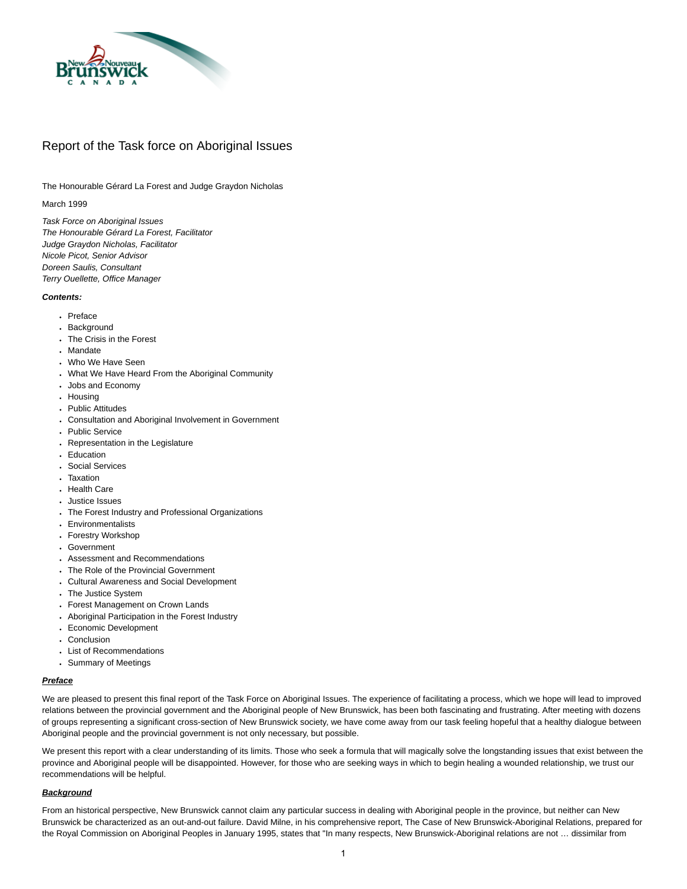# Report of the Task force on Aboriginal Issues

The Honourable Gérard La Forest and Judge Graydon Nicholas

March 1999

*Task Force on Aboriginal Issues*
*The Honourable Gérard La Forest, Facilitator*
*Judge Graydon Nicholas, Facilitator*
*Nicole Picot, Senior Advisor*
*Doreen Saulis, Consultant*
*Terry Ouellette, Office Manager*

***Contents:***

- Preface
- Background
- The Crisis in the Forest
- Mandate
- Who We Have Seen
- What We Have Heard From the Aboriginal Community
- Jobs and Economy
- Housing
- Public Attitudes
- Consultation and Aboriginal Involvement in Government
- Public Service
- Representation in the Legislature
- Education
- Social Services
- Taxation
- Health Care
- Justice Issues
- The Forest Industry and Professional Organizations
- Environmentalists
- Forestry Workshop
- Government
- Assessment and Recommendations
- The Role of the Provincial Government
- Cultural Awareness and Social Development
- The Justice System
- Forest Management on Crown Lands
- Aboriginal Participation in the Forest Industry
- Economic Development
- Conclusion
- List of Recommendations
- Summary of Meetings

## ***Preface***

We are pleased to present this final report of the Task Force on Aboriginal Issues. The experience of facilitating a process, which we hope will lead to improved relations between the provincial government and the Aboriginal people of New Brunswick, has been both fascinating and frustrating. After meeting with dozens of groups representing a significant cross-section of New Brunswick society, we have come away from our task feeling hopeful that a healthy dialogue between Aboriginal people and the provincial government is not only necessary, but possible.

We present this report with a clear understanding of its limits. Those who seek a formula that will magically solve the longstanding issues that exist between the province and Aboriginal people will be disappointed. However, for those who are seeking ways in which to begin healing a wounded relationship, we trust our recommendations will be helpful.

## ***Background***

From an historical perspective, New Brunswick cannot claim any particular success in dealing with Aboriginal people in the province, but neither can New Brunswick be characterized as an out-and-out failure. David Milne, in his comprehensive report, The Case of New Brunswick-Aboriginal Relations, prepared for the Royal Commission on Aboriginal Peoples in January 1995, states that "In many respects, New Brunswick-Aboriginal relations are not … dissimilar from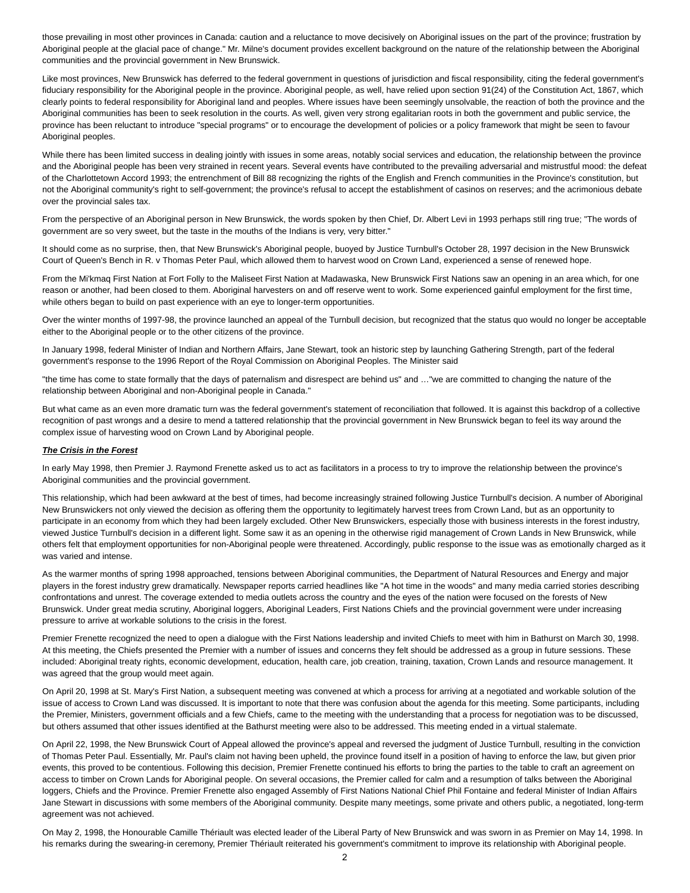those prevailing in most other provinces in Canada: caution and a reluctance to move decisively on Aboriginal issues on the part of the province; frustration by Aboriginal people at the glacial pace of change." Mr. Milne's document provides excellent background on the nature of the relationship between the Aboriginal communities and the provincial government in New Brunswick.

Like most provinces, New Brunswick has deferred to the federal government in questions of jurisdiction and fiscal responsibility, citing the federal government's fiduciary responsibility for the Aboriginal people in the province. Aboriginal people, as well, have relied upon section 91(24) of the Constitution Act, 1867, which clearly points to federal responsibility for Aboriginal land and peoples. Where issues have been seemingly unsolvable, the reaction of both the province and the Aboriginal communities has been to seek resolution in the courts. As well, given very strong egalitarian roots in both the government and public service, the province has been reluctant to introduce "special programs" or to encourage the development of policies or a policy framework that might be seen to favour Aboriginal peoples.

While there has been limited success in dealing jointly with issues in some areas, notably social services and education, the relationship between the province and the Aboriginal people has been very strained in recent years. Several events have contributed to the prevailing adversarial and mistrustful mood: the defeat of the Charlottetown Accord 1993; the entrenchment of Bill 88 recognizing the rights of the English and French communities in the Province's constitution, but not the Aboriginal community's right to self-government; the province's refusal to accept the establishment of casinos on reserves; and the acrimonious debate over the provincial sales tax.

From the perspective of an Aboriginal person in New Brunswick, the words spoken by then Chief, Dr. Albert Levi in 1993 perhaps still ring true; "The words of government are so very sweet, but the taste in the mouths of the Indians is very, very bitter."

It should come as no surprise, then, that New Brunswick's Aboriginal people, buoyed by Justice Turnbull's October 28, 1997 decision in the New Brunswick Court of Queen's Bench in R. v Thomas Peter Paul, which allowed them to harvest wood on Crown Land, experienced a sense of renewed hope.

From the Mi'kmaq First Nation at Fort Folly to the Maliseet First Nation at Madawaska, New Brunswick First Nations saw an opening in an area which, for one reason or another, had been closed to them. Aboriginal harvesters on and off reserve went to work. Some experienced gainful employment for the first time, while others began to build on past experience with an eye to longer-term opportunities.

Over the winter months of 1997-98, the province launched an appeal of the Turnbull decision, but recognized that the status quo would no longer be acceptable either to the Aboriginal people or to the other citizens of the province.

In January 1998, federal Minister of Indian and Northern Affairs, Jane Stewart, took an historic step by launching Gathering Strength, part of the federal government's response to the 1996 Report of the Royal Commission on Aboriginal Peoples. The Minister said

"the time has come to state formally that the days of paternalism and disrespect are behind us" and …"we are committed to changing the nature of the relationship between Aboriginal and non-Aboriginal people in Canada."

But what came as an even more dramatic turn was the federal government's statement of reconciliation that followed. It is against this backdrop of a collective recognition of past wrongs and a desire to mend a tattered relationship that the provincial government in New Brunswick began to feel its way around the complex issue of harvesting wood on Crown Land by Aboriginal people.

***The Crisis in the Forest***

In early May 1998, then Premier J. Raymond Frenette asked us to act as facilitators in a process to try to improve the relationship between the province's Aboriginal communities and the provincial government.

This relationship, which had been awkward at the best of times, had become increasingly strained following Justice Turnbull's decision. A number of Aboriginal New Brunswickers not only viewed the decision as offering them the opportunity to legitimately harvest trees from Crown Land, but as an opportunity to participate in an economy from which they had been largely excluded. Other New Brunswickers, especially those with business interests in the forest industry, viewed Justice Turnbull's decision in a different light. Some saw it as an opening in the otherwise rigid management of Crown Lands in New Brunswick, while others felt that employment opportunities for non-Aboriginal people were threatened. Accordingly, public response to the issue was as emotionally charged as it was varied and intense.

As the warmer months of spring 1998 approached, tensions between Aboriginal communities, the Department of Natural Resources and Energy and major players in the forest industry grew dramatically. Newspaper reports carried headlines like "A hot time in the woods" and many media carried stories describing confrontations and unrest. The coverage extended to media outlets across the country and the eyes of the nation were focused on the forests of New Brunswick. Under great media scrutiny, Aboriginal loggers, Aboriginal Leaders, First Nations Chiefs and the provincial government were under increasing pressure to arrive at workable solutions to the crisis in the forest.

Premier Frenette recognized the need to open a dialogue with the First Nations leadership and invited Chiefs to meet with him in Bathurst on March 30, 1998. At this meeting, the Chiefs presented the Premier with a number of issues and concerns they felt should be addressed as a group in future sessions. These included: Aboriginal treaty rights, economic development, education, health care, job creation, training, taxation, Crown Lands and resource management. It was agreed that the group would meet again.

On April 20, 1998 at St. Mary's First Nation, a subsequent meeting was convened at which a process for arriving at a negotiated and workable solution of the issue of access to Crown Land was discussed. It is important to note that there was confusion about the agenda for this meeting. Some participants, including the Premier, Ministers, government officials and a few Chiefs, came to the meeting with the understanding that a process for negotiation was to be discussed, but others assumed that other issues identified at the Bathurst meeting were also to be addressed. This meeting ended in a virtual stalemate.

On April 22, 1998, the New Brunswick Court of Appeal allowed the province's appeal and reversed the judgment of Justice Turnbull, resulting in the conviction of Thomas Peter Paul. Essentially, Mr. Paul's claim not having been upheld, the province found itself in a position of having to enforce the law, but given prior events, this proved to be contentious. Following this decision, Premier Frenette continued his efforts to bring the parties to the table to craft an agreement on access to timber on Crown Lands for Aboriginal people. On several occasions, the Premier called for calm and a resumption of talks between the Aboriginal loggers, Chiefs and the Province. Premier Frenette also engaged Assembly of First Nations National Chief Phil Fontaine and federal Minister of Indian Affairs Jane Stewart in discussions with some members of the Aboriginal community. Despite many meetings, some private and others public, a negotiated, long-term agreement was not achieved.

On May 2, 1998, the Honourable Camille Thériault was elected leader of the Liberal Party of New Brunswick and was sworn in as Premier on May 14, 1998. In his remarks during the swearing-in ceremony, Premier Thériault reiterated his government's commitment to improve its relationship with Aboriginal people.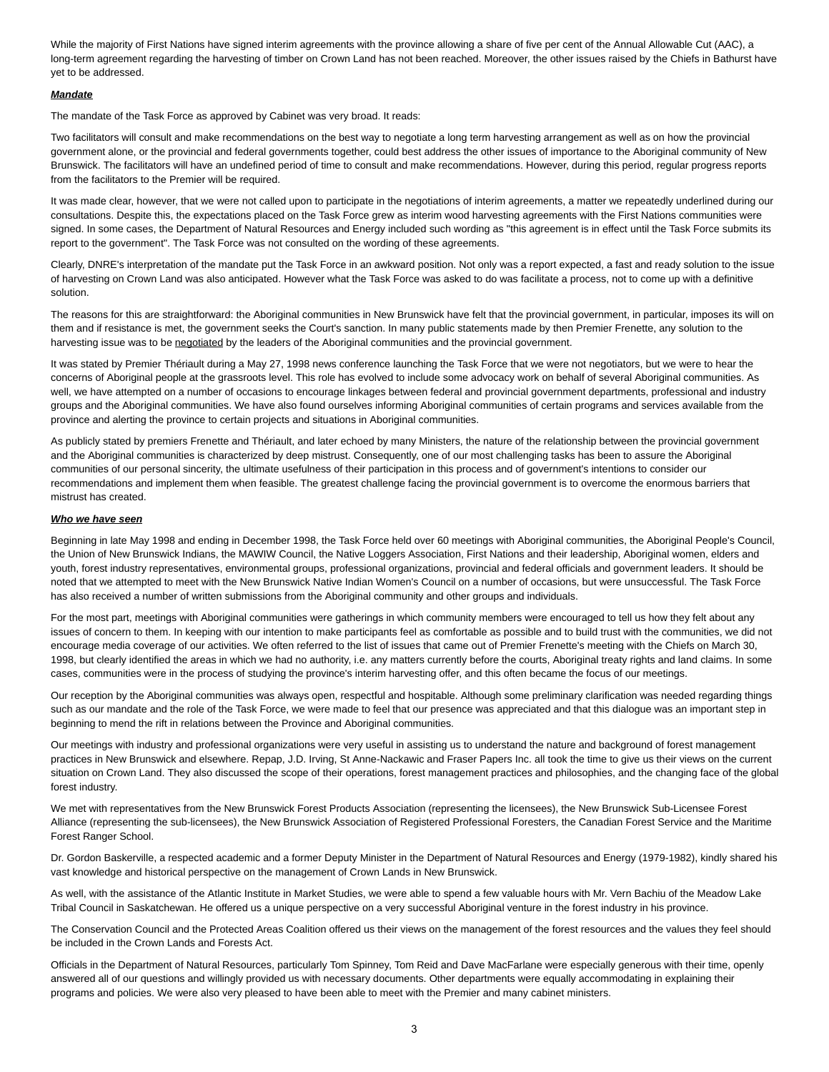While the majority of First Nations have signed interim agreements with the province allowing a share of five per cent of the Annual Allowable Cut (AAC), a long-term agreement regarding the harvesting of timber on Crown Land has not been reached. Moreover, the other issues raised by the Chiefs in Bathurst have yet to be addressed.

***Mandate***

The mandate of the Task Force as approved by Cabinet was very broad. It reads:

Two facilitators will consult and make recommendations on the best way to negotiate a long term harvesting arrangement as well as on how the provincial government alone, or the provincial and federal governments together, could best address the other issues of importance to the Aboriginal community of New Brunswick. The facilitators will have an undefined period of time to consult and make recommendations. However, during this period, regular progress reports from the facilitators to the Premier will be required.

It was made clear, however, that we were not called upon to participate in the negotiations of interim agreements, a matter we repeatedly underlined during our consultations. Despite this, the expectations placed on the Task Force grew as interim wood harvesting agreements with the First Nations communities were signed. In some cases, the Department of Natural Resources and Energy included such wording as "this agreement is in effect until the Task Force submits its report to the government". The Task Force was not consulted on the wording of these agreements.

Clearly, DNRE's interpretation of the mandate put the Task Force in an awkward position. Not only was a report expected, a fast and ready solution to the issue of harvesting on Crown Land was also anticipated. However what the Task Force was asked to do was facilitate a process, not to come up with a definitive solution.

The reasons for this are straightforward: the Aboriginal communities in New Brunswick have felt that the provincial government, in particular, imposes its will on them and if resistance is met, the government seeks the Court's sanction. In many public statements made by then Premier Frenette, any solution to the harvesting issue was to be <u>negotiated</u> by the leaders of the Aboriginal communities and the provincial government.

It was stated by Premier Thériault during a May 27, 1998 news conference launching the Task Force that we were not negotiators, but we were to hear the concerns of Aboriginal people at the grassroots level. This role has evolved to include some advocacy work on behalf of several Aboriginal communities. As well, we have attempted on a number of occasions to encourage linkages between federal and provincial government departments, professional and industry groups and the Aboriginal communities. We have also found ourselves informing Aboriginal communities of certain programs and services available from the province and alerting the province to certain projects and situations in Aboriginal communities.

As publicly stated by premiers Frenette and Thériault, and later echoed by many Ministers, the nature of the relationship between the provincial government and the Aboriginal communities is characterized by deep mistrust. Consequently, one of our most challenging tasks has been to assure the Aboriginal communities of our personal sincerity, the ultimate usefulness of their participation in this process and of government's intentions to consider our recommendations and implement them when feasible. The greatest challenge facing the provincial government is to overcome the enormous barriers that mistrust has created.

***Who we have seen***

Beginning in late May 1998 and ending in December 1998, the Task Force held over 60 meetings with Aboriginal communities, the Aboriginal People's Council, the Union of New Brunswick Indians, the MAWIW Council, the Native Loggers Association, First Nations and their leadership, Aboriginal women, elders and youth, forest industry representatives, environmental groups, professional organizations, provincial and federal officials and government leaders. It should be noted that we attempted to meet with the New Brunswick Native Indian Women's Council on a number of occasions, but were unsuccessful. The Task Force has also received a number of written submissions from the Aboriginal community and other groups and individuals.

For the most part, meetings with Aboriginal communities were gatherings in which community members were encouraged to tell us how they felt about any issues of concern to them. In keeping with our intention to make participants feel as comfortable as possible and to build trust with the communities, we did not encourage media coverage of our activities. We often referred to the list of issues that came out of Premier Frenette's meeting with the Chiefs on March 30, 1998, but clearly identified the areas in which we had no authority, i.e. any matters currently before the courts, Aboriginal treaty rights and land claims. In some cases, communities were in the process of studying the province's interim harvesting offer, and this often became the focus of our meetings.

Our reception by the Aboriginal communities was always open, respectful and hospitable. Although some preliminary clarification was needed regarding things such as our mandate and the role of the Task Force, we were made to feel that our presence was appreciated and that this dialogue was an important step in beginning to mend the rift in relations between the Province and Aboriginal communities.

Our meetings with industry and professional organizations were very useful in assisting us to understand the nature and background of forest management practices in New Brunswick and elsewhere. Repap, J.D. Irving, St Anne-Nackawic and Fraser Papers Inc. all took the time to give us their views on the current situation on Crown Land. They also discussed the scope of their operations, forest management practices and philosophies, and the changing face of the global forest industry.

We met with representatives from the New Brunswick Forest Products Association (representing the licensees), the New Brunswick Sub-Licensee Forest Alliance (representing the sub-licensees), the New Brunswick Association of Registered Professional Foresters, the Canadian Forest Service and the Maritime Forest Ranger School.

Dr. Gordon Baskerville, a respected academic and a former Deputy Minister in the Department of Natural Resources and Energy (1979-1982), kindly shared his vast knowledge and historical perspective on the management of Crown Lands in New Brunswick.

As well, with the assistance of the Atlantic Institute in Market Studies, we were able to spend a few valuable hours with Mr. Vern Bachiu of the Meadow Lake Tribal Council in Saskatchewan. He offered us a unique perspective on a very successful Aboriginal venture in the forest industry in his province.

The Conservation Council and the Protected Areas Coalition offered us their views on the management of the forest resources and the values they feel should be included in the Crown Lands and Forests Act.

Officials in the Department of Natural Resources, particularly Tom Spinney, Tom Reid and Dave MacFarlane were especially generous with their time, openly answered all of our questions and willingly provided us with necessary documents. Other departments were equally accommodating in explaining their programs and policies. We were also very pleased to have been able to meet with the Premier and many cabinet ministers.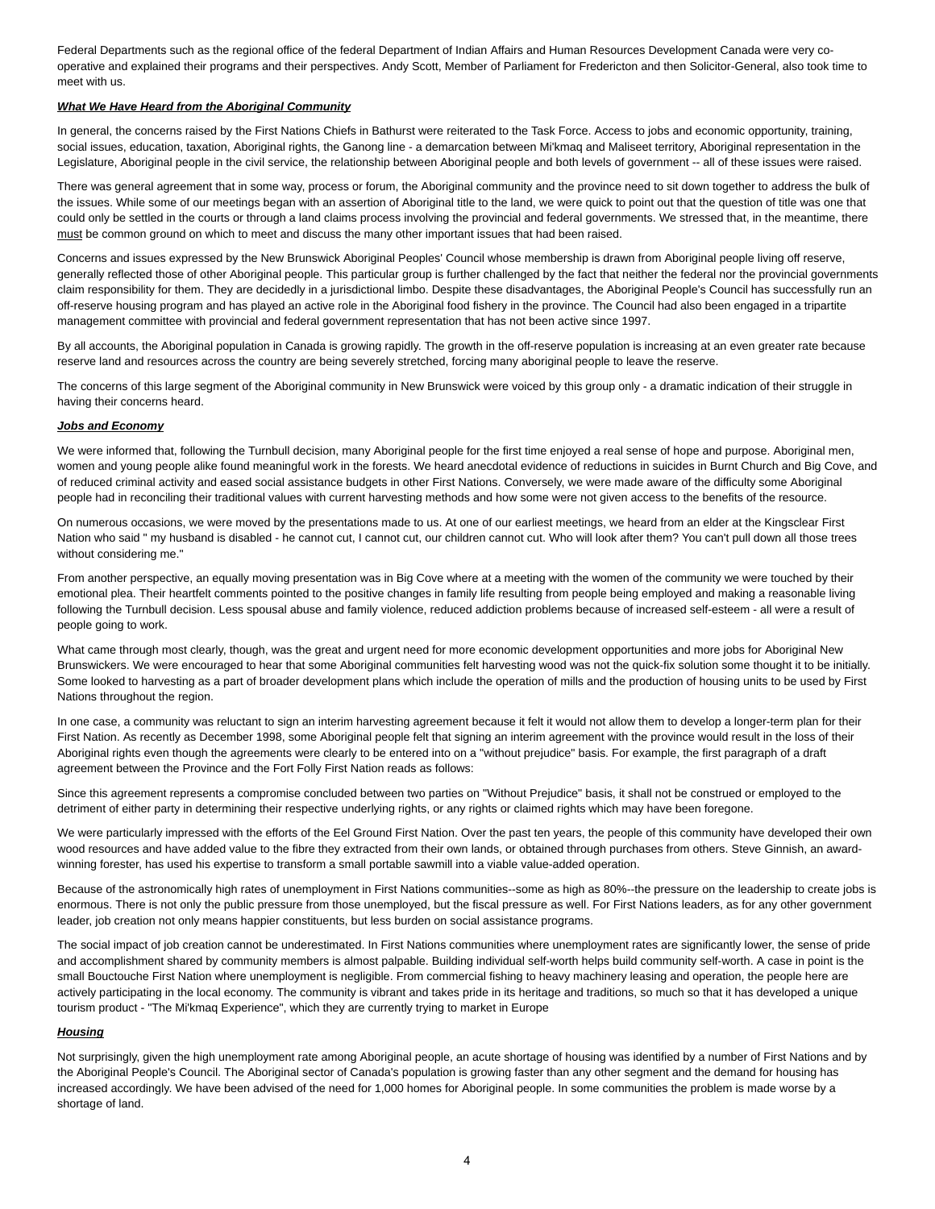Federal Departments such as the regional office of the federal Department of Indian Affairs and Human Resources Development Canada were very co-operative and explained their programs and their perspectives. Andy Scott, Member of Parliament for Fredericton and then Solicitor-General, also took time to meet with us.

***What We Have Heard from the Aboriginal Community***

In general, the concerns raised by the First Nations Chiefs in Bathurst were reiterated to the Task Force. Access to jobs and economic opportunity, training, social issues, education, taxation, Aboriginal rights, the Ganong line - a demarcation between Mi'kmaq and Maliseet territory, Aboriginal representation in the Legislature, Aboriginal people in the civil service, the relationship between Aboriginal people and both levels of government -- all of these issues were raised.

There was general agreement that in some way, process or forum, the Aboriginal community and the province need to sit down together to address the bulk of the issues. While some of our meetings began with an assertion of Aboriginal title to the land, we were quick to point out that the question of title was one that could only be settled in the courts or through a land claims process involving the provincial and federal governments. We stressed that, in the meantime, there must be common ground on which to meet and discuss the many other important issues that had been raised.

Concerns and issues expressed by the New Brunswick Aboriginal Peoples' Council whose membership is drawn from Aboriginal people living off reserve, generally reflected those of other Aboriginal people. This particular group is further challenged by the fact that neither the federal nor the provincial governments claim responsibility for them. They are decidedly in a jurisdictional limbo. Despite these disadvantages, the Aboriginal People's Council has successfully run an off-reserve housing program and has played an active role in the Aboriginal food fishery in the province. The Council had also been engaged in a tripartite management committee with provincial and federal government representation that has not been active since 1997.

By all accounts, the Aboriginal population in Canada is growing rapidly. The growth in the off-reserve population is increasing at an even greater rate because reserve land and resources across the country are being severely stretched, forcing many aboriginal people to leave the reserve.

The concerns of this large segment of the Aboriginal community in New Brunswick were voiced by this group only - a dramatic indication of their struggle in having their concerns heard.

***Jobs and Economy***

We were informed that, following the Turnbull decision, many Aboriginal people for the first time enjoyed a real sense of hope and purpose. Aboriginal men, women and young people alike found meaningful work in the forests. We heard anecdotal evidence of reductions in suicides in Burnt Church and Big Cove, and of reduced criminal activity and eased social assistance budgets in other First Nations. Conversely, we were made aware of the difficulty some Aboriginal people had in reconciling their traditional values with current harvesting methods and how some were not given access to the benefits of the resource.

On numerous occasions, we were moved by the presentations made to us. At one of our earliest meetings, we heard from an elder at the Kingsclear First Nation who said " my husband is disabled - he cannot cut, I cannot cut, our children cannot cut. Who will look after them? You can't pull down all those trees without considering me."

From another perspective, an equally moving presentation was in Big Cove where at a meeting with the women of the community we were touched by their emotional plea. Their heartfelt comments pointed to the positive changes in family life resulting from people being employed and making a reasonable living following the Turnbull decision. Less spousal abuse and family violence, reduced addiction problems because of increased self-esteem - all were a result of people going to work.

What came through most clearly, though, was the great and urgent need for more economic development opportunities and more jobs for Aboriginal New Brunswickers. We were encouraged to hear that some Aboriginal communities felt harvesting wood was not the quick-fix solution some thought it to be initially. Some looked to harvesting as a part of broader development plans which include the operation of mills and the production of housing units to be used by First Nations throughout the region.

In one case, a community was reluctant to sign an interim harvesting agreement because it felt it would not allow them to develop a longer-term plan for their First Nation. As recently as December 1998, some Aboriginal people felt that signing an interim agreement with the province would result in the loss of their Aboriginal rights even though the agreements were clearly to be entered into on a "without prejudice" basis. For example, the first paragraph of a draft agreement between the Province and the Fort Folly First Nation reads as follows:

Since this agreement represents a compromise concluded between two parties on "Without Prejudice" basis, it shall not be construed or employed to the detriment of either party in determining their respective underlying rights, or any rights or claimed rights which may have been foregone.

We were particularly impressed with the efforts of the Eel Ground First Nation. Over the past ten years, the people of this community have developed their own wood resources and have added value to the fibre they extracted from their own lands, or obtained through purchases from others. Steve Ginnish, an award-winning forester, has used his expertise to transform a small portable sawmill into a viable value-added operation.

Because of the astronomically high rates of unemployment in First Nations communities--some as high as 80%--the pressure on the leadership to create jobs is enormous. There is not only the public pressure from those unemployed, but the fiscal pressure as well. For First Nations leaders, as for any other government leader, job creation not only means happier constituents, but less burden on social assistance programs.

The social impact of job creation cannot be underestimated. In First Nations communities where unemployment rates are significantly lower, the sense of pride and accomplishment shared by community members is almost palpable. Building individual self-worth helps build community self-worth. A case in point is the small Bouctouche First Nation where unemployment is negligible. From commercial fishing to heavy machinery leasing and operation, the people here are actively participating in the local economy. The community is vibrant and takes pride in its heritage and traditions, so much so that it has developed a unique tourism product - "The Mi'kmaq Experience", which they are currently trying to market in Europe

***Housing***

Not surprisingly, given the high unemployment rate among Aboriginal people, an acute shortage of housing was identified by a number of First Nations and by the Aboriginal People's Council. The Aboriginal sector of Canada's population is growing faster than any other segment and the demand for housing has increased accordingly. We have been advised of the need for 1,000 homes for Aboriginal people. In some communities the problem is made worse by a shortage of land.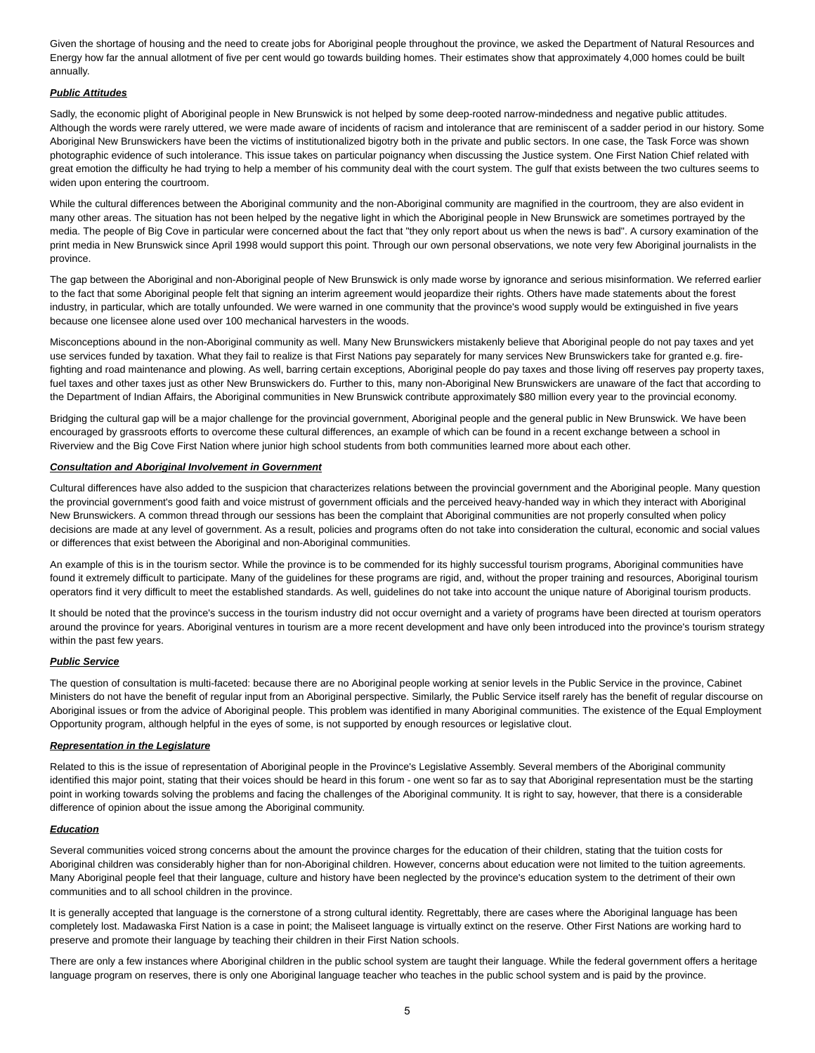Given the shortage of housing and the need to create jobs for Aboriginal people throughout the province, we asked the Department of Natural Resources and Energy how far the annual allotment of five per cent would go towards building homes. Their estimates show that approximately 4,000 homes could be built annually.

***Public Attitudes***

Sadly, the economic plight of Aboriginal people in New Brunswick is not helped by some deep-rooted narrow-mindedness and negative public attitudes. Although the words were rarely uttered, we were made aware of incidents of racism and intolerance that are reminiscent of a sadder period in our history. Some Aboriginal New Brunswickers have been the victims of institutionalized bigotry both in the private and public sectors. In one case, the Task Force was shown photographic evidence of such intolerance. This issue takes on particular poignancy when discussing the Justice system. One First Nation Chief related with great emotion the difficulty he had trying to help a member of his community deal with the court system. The gulf that exists between the two cultures seems to widen upon entering the courtroom.

While the cultural differences between the Aboriginal community and the non-Aboriginal community are magnified in the courtroom, they are also evident in many other areas. The situation has not been helped by the negative light in which the Aboriginal people in New Brunswick are sometimes portrayed by the media. The people of Big Cove in particular were concerned about the fact that "they only report about us when the news is bad". A cursory examination of the print media in New Brunswick since April 1998 would support this point. Through our own personal observations, we note very few Aboriginal journalists in the province.

The gap between the Aboriginal and non-Aboriginal people of New Brunswick is only made worse by ignorance and serious misinformation. We referred earlier to the fact that some Aboriginal people felt that signing an interim agreement would jeopardize their rights. Others have made statements about the forest industry, in particular, which are totally unfounded. We were warned in one community that the province's wood supply would be extinguished in five years because one licensee alone used over 100 mechanical harvesters in the woods.

Misconceptions abound in the non-Aboriginal community as well. Many New Brunswickers mistakenly believe that Aboriginal people do not pay taxes and yet use services funded by taxation. What they fail to realize is that First Nations pay separately for many services New Brunswickers take for granted e.g. fire-fighting and road maintenance and plowing. As well, barring certain exceptions, Aboriginal people do pay taxes and those living off reserves pay property taxes, fuel taxes and other taxes just as other New Brunswickers do. Further to this, many non-Aboriginal New Brunswickers are unaware of the fact that according to the Department of Indian Affairs, the Aboriginal communities in New Brunswick contribute approximately $80 million every year to the provincial economy.

Bridging the cultural gap will be a major challenge for the provincial government, Aboriginal people and the general public in New Brunswick. We have been encouraged by grassroots efforts to overcome these cultural differences, an example of which can be found in a recent exchange between a school in Riverview and the Big Cove First Nation where junior high school students from both communities learned more about each other.

***Consultation and Aboriginal Involvement in Government***

Cultural differences have also added to the suspicion that characterizes relations between the provincial government and the Aboriginal people. Many question the provincial government's good faith and voice mistrust of government officials and the perceived heavy-handed way in which they interact with Aboriginal New Brunswickers. A common thread through our sessions has been the complaint that Aboriginal communities are not properly consulted when policy decisions are made at any level of government. As a result, policies and programs often do not take into consideration the cultural, economic and social values or differences that exist between the Aboriginal and non-Aboriginal communities.

An example of this is in the tourism sector. While the province is to be commended for its highly successful tourism programs, Aboriginal communities have found it extremely difficult to participate. Many of the guidelines for these programs are rigid, and, without the proper training and resources, Aboriginal tourism operators find it very difficult to meet the established standards. As well, guidelines do not take into account the unique nature of Aboriginal tourism products.

It should be noted that the province's success in the tourism industry did not occur overnight and a variety of programs have been directed at tourism operators around the province for years. Aboriginal ventures in tourism are a more recent development and have only been introduced into the province's tourism strategy within the past few years.

***Public Service***

The question of consultation is multi-faceted: because there are no Aboriginal people working at senior levels in the Public Service in the province, Cabinet Ministers do not have the benefit of regular input from an Aboriginal perspective. Similarly, the Public Service itself rarely has the benefit of regular discourse on Aboriginal issues or from the advice of Aboriginal people. This problem was identified in many Aboriginal communities. The existence of the Equal Employment Opportunity program, although helpful in the eyes of some, is not supported by enough resources or legislative clout.

***Representation in the Legislature***

Related to this is the issue of representation of Aboriginal people in the Province's Legislative Assembly. Several members of the Aboriginal community identified this major point, stating that their voices should be heard in this forum - one went so far as to say that Aboriginal representation must be the starting point in working towards solving the problems and facing the challenges of the Aboriginal community. It is right to say, however, that there is a considerable difference of opinion about the issue among the Aboriginal community.

***Education***

Several communities voiced strong concerns about the amount the province charges for the education of their children, stating that the tuition costs for Aboriginal children was considerably higher than for non-Aboriginal children. However, concerns about education were not limited to the tuition agreements. Many Aboriginal people feel that their language, culture and history have been neglected by the province's education system to the detriment of their own communities and to all school children in the province.

It is generally accepted that language is the cornerstone of a strong cultural identity. Regrettably, there are cases where the Aboriginal language has been completely lost. Madawaska First Nation is a case in point; the Maliseet language is virtually extinct on the reserve. Other First Nations are working hard to preserve and promote their language by teaching their children in their First Nation schools.

There are only a few instances where Aboriginal children in the public school system are taught their language. While the federal government offers a heritage language program on reserves, there is only one Aboriginal language teacher who teaches in the public school system and is paid by the province.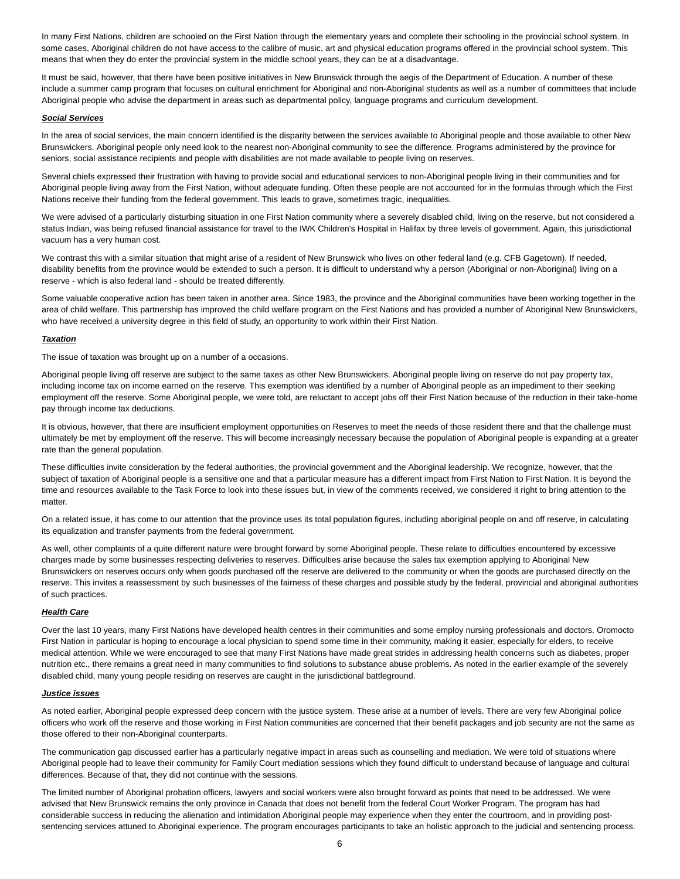In many First Nations, children are schooled on the First Nation through the elementary years and complete their schooling in the provincial school system. In some cases, Aboriginal children do not have access to the calibre of music, art and physical education programs offered in the provincial school system. This means that when they do enter the provincial system in the middle school years, they can be at a disadvantage.

It must be said, however, that there have been positive initiatives in New Brunswick through the aegis of the Department of Education. A number of these include a summer camp program that focuses on cultural enrichment for Aboriginal and non-Aboriginal students as well as a number of committees that include Aboriginal people who advise the department in areas such as departmental policy, language programs and curriculum development.

***Social Services***

In the area of social services, the main concern identified is the disparity between the services available to Aboriginal people and those available to other New Brunswickers. Aboriginal people only need look to the nearest non-Aboriginal community to see the difference. Programs administered by the province for seniors, social assistance recipients and people with disabilities are not made available to people living on reserves.

Several chiefs expressed their frustration with having to provide social and educational services to non-Aboriginal people living in their communities and for Aboriginal people living away from the First Nation, without adequate funding. Often these people are not accounted for in the formulas through which the First Nations receive their funding from the federal government. This leads to grave, sometimes tragic, inequalities.

We were advised of a particularly disturbing situation in one First Nation community where a severely disabled child, living on the reserve, but not considered a status Indian, was being refused financial assistance for travel to the IWK Children's Hospital in Halifax by three levels of government. Again, this jurisdictional vacuum has a very human cost.

We contrast this with a similar situation that might arise of a resident of New Brunswick who lives on other federal land (e.g. CFB Gagetown). If needed, disability benefits from the province would be extended to such a person. It is difficult to understand why a person (Aboriginal or non-Aboriginal) living on a reserve - which is also federal land - should be treated differently.

Some valuable cooperative action has been taken in another area. Since 1983, the province and the Aboriginal communities have been working together in the area of child welfare. This partnership has improved the child welfare program on the First Nations and has provided a number of Aboriginal New Brunswickers, who have received a university degree in this field of study, an opportunity to work within their First Nation.

***Taxation***

The issue of taxation was brought up on a number of a occasions.

Aboriginal people living off reserve are subject to the same taxes as other New Brunswickers. Aboriginal people living on reserve do not pay property tax, including income tax on income earned on the reserve. This exemption was identified by a number of Aboriginal people as an impediment to their seeking employment off the reserve. Some Aboriginal people, we were told, are reluctant to accept jobs off their First Nation because of the reduction in their take-home pay through income tax deductions.

It is obvious, however, that there are insufficient employment opportunities on Reserves to meet the needs of those resident there and that the challenge must ultimately be met by employment off the reserve. This will become increasingly necessary because the population of Aboriginal people is expanding at a greater rate than the general population.

These difficulties invite consideration by the federal authorities, the provincial government and the Aboriginal leadership. We recognize, however, that the subject of taxation of Aboriginal people is a sensitive one and that a particular measure has a different impact from First Nation to First Nation. It is beyond the time and resources available to the Task Force to look into these issues but, in view of the comments received, we considered it right to bring attention to the matter.

On a related issue, it has come to our attention that the province uses its total population figures, including aboriginal people on and off reserve, in calculating its equalization and transfer payments from the federal government.

As well, other complaints of a quite different nature were brought forward by some Aboriginal people. These relate to difficulties encountered by excessive charges made by some businesses respecting deliveries to reserves. Difficulties arise because the sales tax exemption applying to Aboriginal New Brunswickers on reserves occurs only when goods purchased off the reserve are delivered to the community or when the goods are purchased directly on the reserve. This invites a reassessment by such businesses of the fairness of these charges and possible study by the federal, provincial and aboriginal authorities of such practices.

***Health Care***

Over the last 10 years, many First Nations have developed health centres in their communities and some employ nursing professionals and doctors. Oromocto First Nation in particular is hoping to encourage a local physician to spend some time in their community, making it easier, especially for elders, to receive medical attention. While we were encouraged to see that many First Nations have made great strides in addressing health concerns such as diabetes, proper nutrition etc., there remains a great need in many communities to find solutions to substance abuse problems. As noted in the earlier example of the severely disabled child, many young people residing on reserves are caught in the jurisdictional battleground.

***Justice issues***

As noted earlier, Aboriginal people expressed deep concern with the justice system. These arise at a number of levels. There are very few Aboriginal police officers who work off the reserve and those working in First Nation communities are concerned that their benefit packages and job security are not the same as those offered to their non-Aboriginal counterparts.

The communication gap discussed earlier has a particularly negative impact in areas such as counselling and mediation. We were told of situations where Aboriginal people had to leave their community for Family Court mediation sessions which they found difficult to understand because of language and cultural differences. Because of that, they did not continue with the sessions.

The limited number of Aboriginal probation officers, lawyers and social workers were also brought forward as points that need to be addressed. We were advised that New Brunswick remains the only province in Canada that does not benefit from the federal Court Worker Program. The program has had considerable success in reducing the alienation and intimidation Aboriginal people may experience when they enter the courtroom, and in providing post-sentencing services attuned to Aboriginal experience. The program encourages participants to take an holistic approach to the judicial and sentencing process.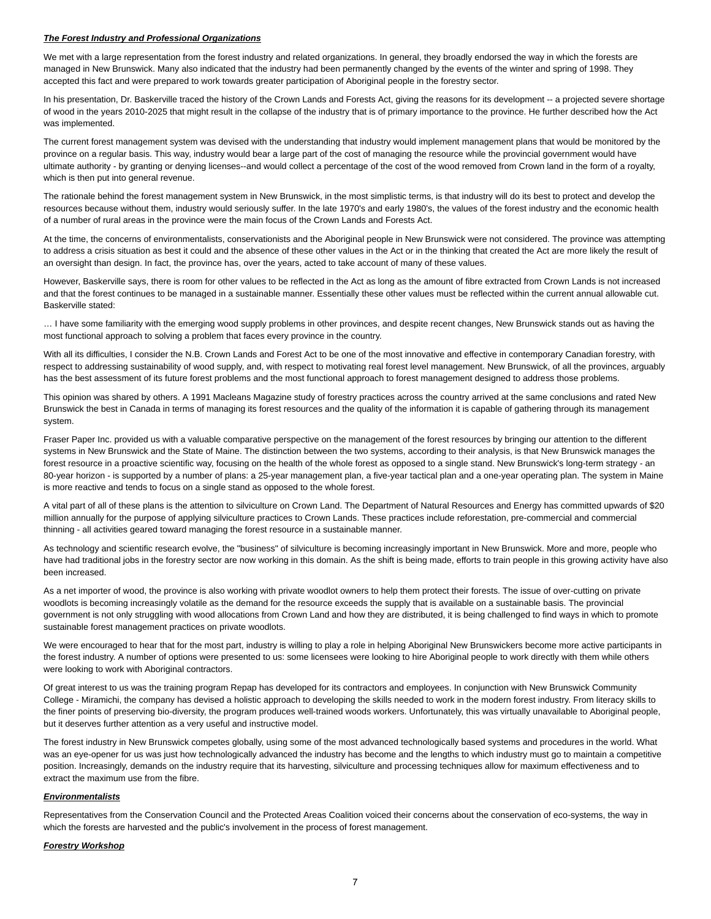***The Forest Industry and Professional Organizations***

We met with a large representation from the forest industry and related organizations. In general, they broadly endorsed the way in which the forests are managed in New Brunswick. Many also indicated that the industry had been permanently changed by the events of the winter and spring of 1998. They accepted this fact and were prepared to work towards greater participation of Aboriginal people in the forestry sector.

In his presentation, Dr. Baskerville traced the history of the Crown Lands and Forests Act, giving the reasons for its development -- a projected severe shortage of wood in the years 2010-2025 that might result in the collapse of the industry that is of primary importance to the province. He further described how the Act was implemented.

The current forest management system was devised with the understanding that industry would implement management plans that would be monitored by the province on a regular basis. This way, industry would bear a large part of the cost of managing the resource while the provincial government would have ultimate authority - by granting or denying licenses--and would collect a percentage of the cost of the wood removed from Crown land in the form of a royalty, which is then put into general revenue.

The rationale behind the forest management system in New Brunswick, in the most simplistic terms, is that industry will do its best to protect and develop the resources because without them, industry would seriously suffer. In the late 1970's and early 1980's, the values of the forest industry and the economic health of a number of rural areas in the province were the main focus of the Crown Lands and Forests Act.

At the time, the concerns of environmentalists, conservationists and the Aboriginal people in New Brunswick were not considered. The province was attempting to address a crisis situation as best it could and the absence of these other values in the Act or in the thinking that created the Act are more likely the result of an oversight than design. In fact, the province has, over the years, acted to take account of many of these values.

However, Baskerville says, there is room for other values to be reflected in the Act as long as the amount of fibre extracted from Crown Lands is not increased and that the forest continues to be managed in a sustainable manner. Essentially these other values must be reflected within the current annual allowable cut. Baskerville stated:

… I have some familiarity with the emerging wood supply problems in other provinces, and despite recent changes, New Brunswick stands out as having the most functional approach to solving a problem that faces every province in the country.

With all its difficulties, I consider the N.B. Crown Lands and Forest Act to be one of the most innovative and effective in contemporary Canadian forestry, with respect to addressing sustainability of wood supply, and, with respect to motivating real forest level management. New Brunswick, of all the provinces, arguably has the best assessment of its future forest problems and the most functional approach to forest management designed to address those problems.

This opinion was shared by others. A 1991 Macleans Magazine study of forestry practices across the country arrived at the same conclusions and rated New Brunswick the best in Canada in terms of managing its forest resources and the quality of the information it is capable of gathering through its management system.

Fraser Paper Inc. provided us with a valuable comparative perspective on the management of the forest resources by bringing our attention to the different systems in New Brunswick and the State of Maine. The distinction between the two systems, according to their analysis, is that New Brunswick manages the forest resource in a proactive scientific way, focusing on the health of the whole forest as opposed to a single stand. New Brunswick's long-term strategy - an 80-year horizon - is supported by a number of plans: a 25-year management plan, a five-year tactical plan and a one-year operating plan. The system in Maine is more reactive and tends to focus on a single stand as opposed to the whole forest.

A vital part of all of these plans is the attention to silviculture on Crown Land. The Department of Natural Resources and Energy has committed upwards of $20 million annually for the purpose of applying silviculture practices to Crown Lands. These practices include reforestation, pre-commercial and commercial thinning - all activities geared toward managing the forest resource in a sustainable manner.

As technology and scientific research evolve, the "business" of silviculture is becoming increasingly important in New Brunswick. More and more, people who have had traditional jobs in the forestry sector are now working in this domain. As the shift is being made, efforts to train people in this growing activity have also been increased.

As a net importer of wood, the province is also working with private woodlot owners to help them protect their forests. The issue of over-cutting on private woodlots is becoming increasingly volatile as the demand for the resource exceeds the supply that is available on a sustainable basis. The provincial government is not only struggling with wood allocations from Crown Land and how they are distributed, it is being challenged to find ways in which to promote sustainable forest management practices on private woodlots.

We were encouraged to hear that for the most part, industry is willing to play a role in helping Aboriginal New Brunswickers become more active participants in the forest industry. A number of options were presented to us: some licensees were looking to hire Aboriginal people to work directly with them while others were looking to work with Aboriginal contractors.

Of great interest to us was the training program Repap has developed for its contractors and employees. In conjunction with New Brunswick Community College - Miramichi, the company has devised a holistic approach to developing the skills needed to work in the modern forest industry. From literacy skills to the finer points of preserving bio-diversity, the program produces well-trained woods workers. Unfortunately, this was virtually unavailable to Aboriginal people, but it deserves further attention as a very useful and instructive model.

The forest industry in New Brunswick competes globally, using some of the most advanced technologically based systems and procedures in the world. What was an eye-opener for us was just how technologically advanced the industry has become and the lengths to which industry must go to maintain a competitive position. Increasingly, demands on the industry require that its harvesting, silviculture and processing techniques allow for maximum effectiveness and to extract the maximum use from the fibre.

***Environmentalists***

Representatives from the Conservation Council and the Protected Areas Coalition voiced their concerns about the conservation of eco-systems, the way in which the forests are harvested and the public's involvement in the process of forest management.

***Forestry Workshop***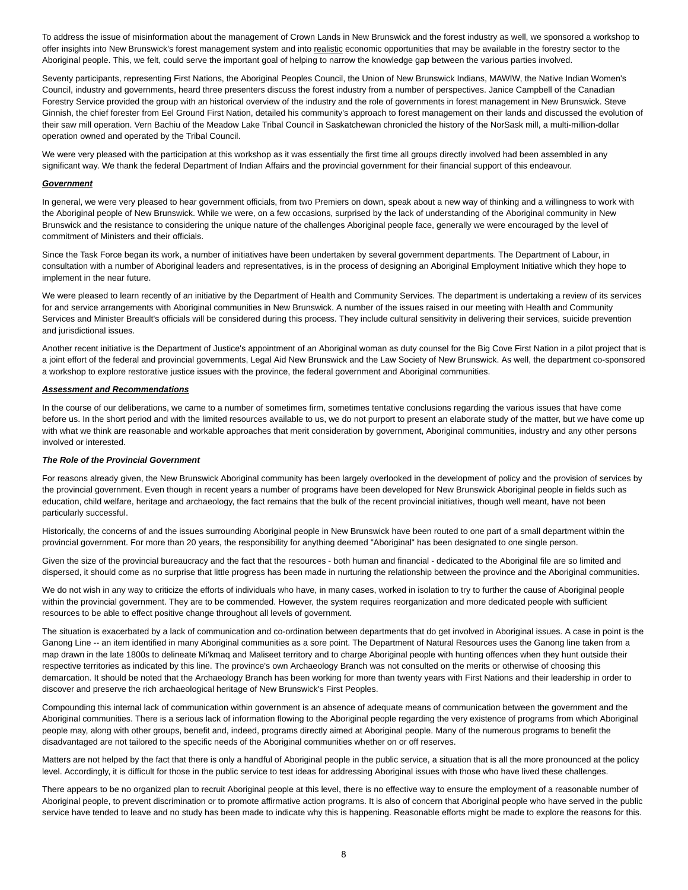To address the issue of misinformation about the management of Crown Lands in New Brunswick and the forest industry as well, we sponsored a workshop to offer insights into New Brunswick's forest management system and into realistic economic opportunities that may be available in the forestry sector to the Aboriginal people. This, we felt, could serve the important goal of helping to narrow the knowledge gap between the various parties involved.

Seventy participants, representing First Nations, the Aboriginal Peoples Council, the Union of New Brunswick Indians, MAWIW, the Native Indian Women's Council, industry and governments, heard three presenters discuss the forest industry from a number of perspectives. Janice Campbell of the Canadian Forestry Service provided the group with an historical overview of the industry and the role of governments in forest management in New Brunswick. Steve Ginnish, the chief forester from Eel Ground First Nation, detailed his community's approach to forest management on their lands and discussed the evolution of their saw mill operation. Vern Bachiu of the Meadow Lake Tribal Council in Saskatchewan chronicled the history of the NorSask mill, a multi-million-dollar operation owned and operated by the Tribal Council.

We were very pleased with the participation at this workshop as it was essentially the first time all groups directly involved had been assembled in any significant way. We thank the federal Department of Indian Affairs and the provincial government for their financial support of this endeavour.

***Government***

In general, we were very pleased to hear government officials, from two Premiers on down, speak about a new way of thinking and a willingness to work with the Aboriginal people of New Brunswick. While we were, on a few occasions, surprised by the lack of understanding of the Aboriginal community in New Brunswick and the resistance to considering the unique nature of the challenges Aboriginal people face, generally we were encouraged by the level of commitment of Ministers and their officials.

Since the Task Force began its work, a number of initiatives have been undertaken by several government departments. The Department of Labour, in consultation with a number of Aboriginal leaders and representatives, is in the process of designing an Aboriginal Employment Initiative which they hope to implement in the near future.

We were pleased to learn recently of an initiative by the Department of Health and Community Services. The department is undertaking a review of its services for and service arrangements with Aboriginal communities in New Brunswick. A number of the issues raised in our meeting with Health and Community Services and Minister Breault's officials will be considered during this process. They include cultural sensitivity in delivering their services, suicide prevention and jurisdictional issues.

Another recent initiative is the Department of Justice's appointment of an Aboriginal woman as duty counsel for the Big Cove First Nation in a pilot project that is a joint effort of the federal and provincial governments, Legal Aid New Brunswick and the Law Society of New Brunswick. As well, the department co-sponsored a workshop to explore restorative justice issues with the province, the federal government and Aboriginal communities.

***Assessment and Recommendations***

In the course of our deliberations, we came to a number of sometimes firm, sometimes tentative conclusions regarding the various issues that have come before us. In the short period and with the limited resources available to us, we do not purport to present an elaborate study of the matter, but we have come up with what we think are reasonable and workable approaches that merit consideration by government, Aboriginal communities, industry and any other persons involved or interested.

***The Role of the Provincial Government***

For reasons already given, the New Brunswick Aboriginal community has been largely overlooked in the development of policy and the provision of services by the provincial government. Even though in recent years a number of programs have been developed for New Brunswick Aboriginal people in fields such as education, child welfare, heritage and archaeology, the fact remains that the bulk of the recent provincial initiatives, though well meant, have not been particularly successful.

Historically, the concerns of and the issues surrounding Aboriginal people in New Brunswick have been routed to one part of a small department within the provincial government. For more than 20 years, the responsibility for anything deemed "Aboriginal" has been designated to one single person.

Given the size of the provincial bureaucracy and the fact that the resources - both human and financial - dedicated to the Aboriginal file are so limited and dispersed, it should come as no surprise that little progress has been made in nurturing the relationship between the province and the Aboriginal communities.

We do not wish in any way to criticize the efforts of individuals who have, in many cases, worked in isolation to try to further the cause of Aboriginal people within the provincial government. They are to be commended. However, the system requires reorganization and more dedicated people with sufficient resources to be able to effect positive change throughout all levels of government.

The situation is exacerbated by a lack of communication and co-ordination between departments that do get involved in Aboriginal issues. A case in point is the Ganong Line -- an item identified in many Aboriginal communities as a sore point. The Department of Natural Resources uses the Ganong line taken from a map drawn in the late 1800s to delineate Mi'kmaq and Maliseet territory and to charge Aboriginal people with hunting offences when they hunt outside their respective territories as indicated by this line. The province's own Archaeology Branch was not consulted on the merits or otherwise of choosing this demarcation. It should be noted that the Archaeology Branch has been working for more than twenty years with First Nations and their leadership in order to discover and preserve the rich archaeological heritage of New Brunswick's First Peoples.

Compounding this internal lack of communication within government is an absence of adequate means of communication between the government and the Aboriginal communities. There is a serious lack of information flowing to the Aboriginal people regarding the very existence of programs from which Aboriginal people may, along with other groups, benefit and, indeed, programs directly aimed at Aboriginal people. Many of the numerous programs to benefit the disadvantaged are not tailored to the specific needs of the Aboriginal communities whether on or off reserves.

Matters are not helped by the fact that there is only a handful of Aboriginal people in the public service, a situation that is all the more pronounced at the policy level. Accordingly, it is difficult for those in the public service to test ideas for addressing Aboriginal issues with those who have lived these challenges.

There appears to be no organized plan to recruit Aboriginal people at this level, there is no effective way to ensure the employment of a reasonable number of Aboriginal people, to prevent discrimination or to promote affirmative action programs. It is also of concern that Aboriginal people who have served in the public service have tended to leave and no study has been made to indicate why this is happening. Reasonable efforts might be made to explore the reasons for this.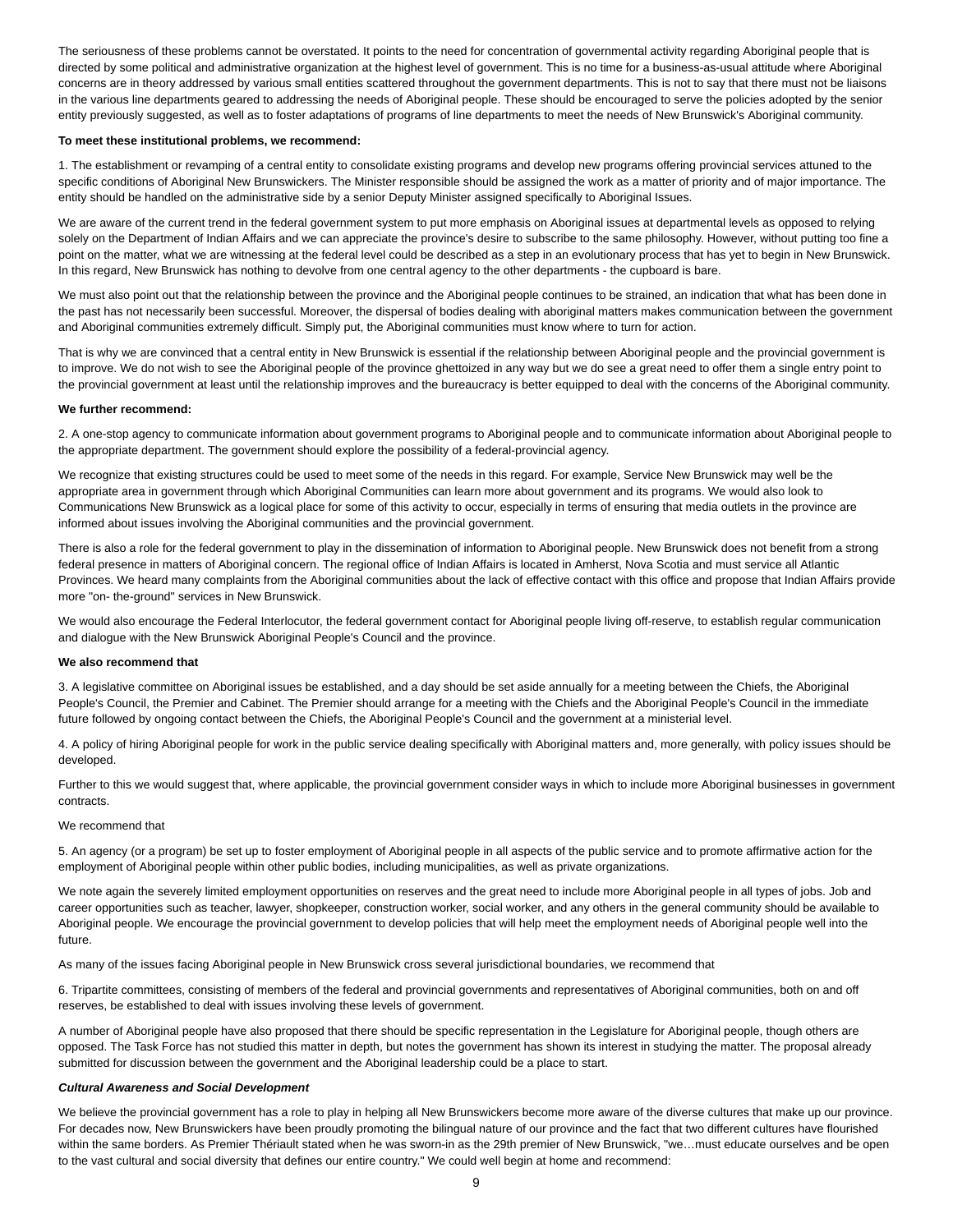The seriousness of these problems cannot be overstated. It points to the need for concentration of governmental activity regarding Aboriginal people that is directed by some political and administrative organization at the highest level of government. This is no time for a business-as-usual attitude where Aboriginal concerns are in theory addressed by various small entities scattered throughout the government departments. This is not to say that there must not be liaisons in the various line departments geared to addressing the needs of Aboriginal people. These should be encouraged to serve the policies adopted by the senior entity previously suggested, as well as to foster adaptations of programs of line departments to meet the needs of New Brunswick's Aboriginal community.

**To meet these institutional problems, we recommend:**

1. The establishment or revamping of a central entity to consolidate existing programs and develop new programs offering provincial services attuned to the specific conditions of Aboriginal New Brunswickers. The Minister responsible should be assigned the work as a matter of priority and of major importance. The entity should be handled on the administrative side by a senior Deputy Minister assigned specifically to Aboriginal Issues.

We are aware of the current trend in the federal government system to put more emphasis on Aboriginal issues at departmental levels as opposed to relying solely on the Department of Indian Affairs and we can appreciate the province's desire to subscribe to the same philosophy. However, without putting too fine a point on the matter, what we are witnessing at the federal level could be described as a step in an evolutionary process that has yet to begin in New Brunswick. In this regard, New Brunswick has nothing to devolve from one central agency to the other departments - the cupboard is bare.

We must also point out that the relationship between the province and the Aboriginal people continues to be strained, an indication that what has been done in the past has not necessarily been successful. Moreover, the dispersal of bodies dealing with aboriginal matters makes communication between the government and Aboriginal communities extremely difficult. Simply put, the Aboriginal communities must know where to turn for action.

That is why we are convinced that a central entity in New Brunswick is essential if the relationship between Aboriginal people and the provincial government is to improve. We do not wish to see the Aboriginal people of the province ghettoized in any way but we do see a great need to offer them a single entry point to the provincial government at least until the relationship improves and the bureaucracy is better equipped to deal with the concerns of the Aboriginal community.

**We further recommend:**

2. A one-stop agency to communicate information about government programs to Aboriginal people and to communicate information about Aboriginal people to the appropriate department. The government should explore the possibility of a federal-provincial agency.

We recognize that existing structures could be used to meet some of the needs in this regard. For example, Service New Brunswick may well be the appropriate area in government through which Aboriginal Communities can learn more about government and its programs. We would also look to Communications New Brunswick as a logical place for some of this activity to occur, especially in terms of ensuring that media outlets in the province are informed about issues involving the Aboriginal communities and the provincial government.

There is also a role for the federal government to play in the dissemination of information to Aboriginal people. New Brunswick does not benefit from a strong federal presence in matters of Aboriginal concern. The regional office of Indian Affairs is located in Amherst, Nova Scotia and must service all Atlantic Provinces. We heard many complaints from the Aboriginal communities about the lack of effective contact with this office and propose that Indian Affairs provide more "on- the-ground" services in New Brunswick.

We would also encourage the Federal Interlocutor, the federal government contact for Aboriginal people living off-reserve, to establish regular communication and dialogue with the New Brunswick Aboriginal People's Council and the province.

**We also recommend that**

3. A legislative committee on Aboriginal issues be established, and a day should be set aside annually for a meeting between the Chiefs, the Aboriginal People's Council, the Premier and Cabinet. The Premier should arrange for a meeting with the Chiefs and the Aboriginal People's Council in the immediate future followed by ongoing contact between the Chiefs, the Aboriginal People's Council and the government at a ministerial level.

4. A policy of hiring Aboriginal people for work in the public service dealing specifically with Aboriginal matters and, more generally, with policy issues should be developed.

Further to this we would suggest that, where applicable, the provincial government consider ways in which to include more Aboriginal businesses in government contracts.

We recommend that

5. An agency (or a program) be set up to foster employment of Aboriginal people in all aspects of the public service and to promote affirmative action for the employment of Aboriginal people within other public bodies, including municipalities, as well as private organizations.

We note again the severely limited employment opportunities on reserves and the great need to include more Aboriginal people in all types of jobs. Job and career opportunities such as teacher, lawyer, shopkeeper, construction worker, social worker, and any others in the general community should be available to Aboriginal people. We encourage the provincial government to develop policies that will help meet the employment needs of Aboriginal people well into the future.

As many of the issues facing Aboriginal people in New Brunswick cross several jurisdictional boundaries, we recommend that

6. Tripartite committees, consisting of members of the federal and provincial governments and representatives of Aboriginal communities, both on and off reserves, be established to deal with issues involving these levels of government.

A number of Aboriginal people have also proposed that there should be specific representation in the Legislature for Aboriginal people, though others are opposed. The Task Force has not studied this matter in depth, but notes the government has shown its interest in studying the matter. The proposal already submitted for discussion between the government and the Aboriginal leadership could be a place to start.

***Cultural Awareness and Social Development***

We believe the provincial government has a role to play in helping all New Brunswickers become more aware of the diverse cultures that make up our province. For decades now, New Brunswickers have been proudly promoting the bilingual nature of our province and the fact that two different cultures have flourished within the same borders. As Premier Thériault stated when he was sworn-in as the 29th premier of New Brunswick, "we…must educate ourselves and be open to the vast cultural and social diversity that defines our entire country." We could well begin at home and recommend: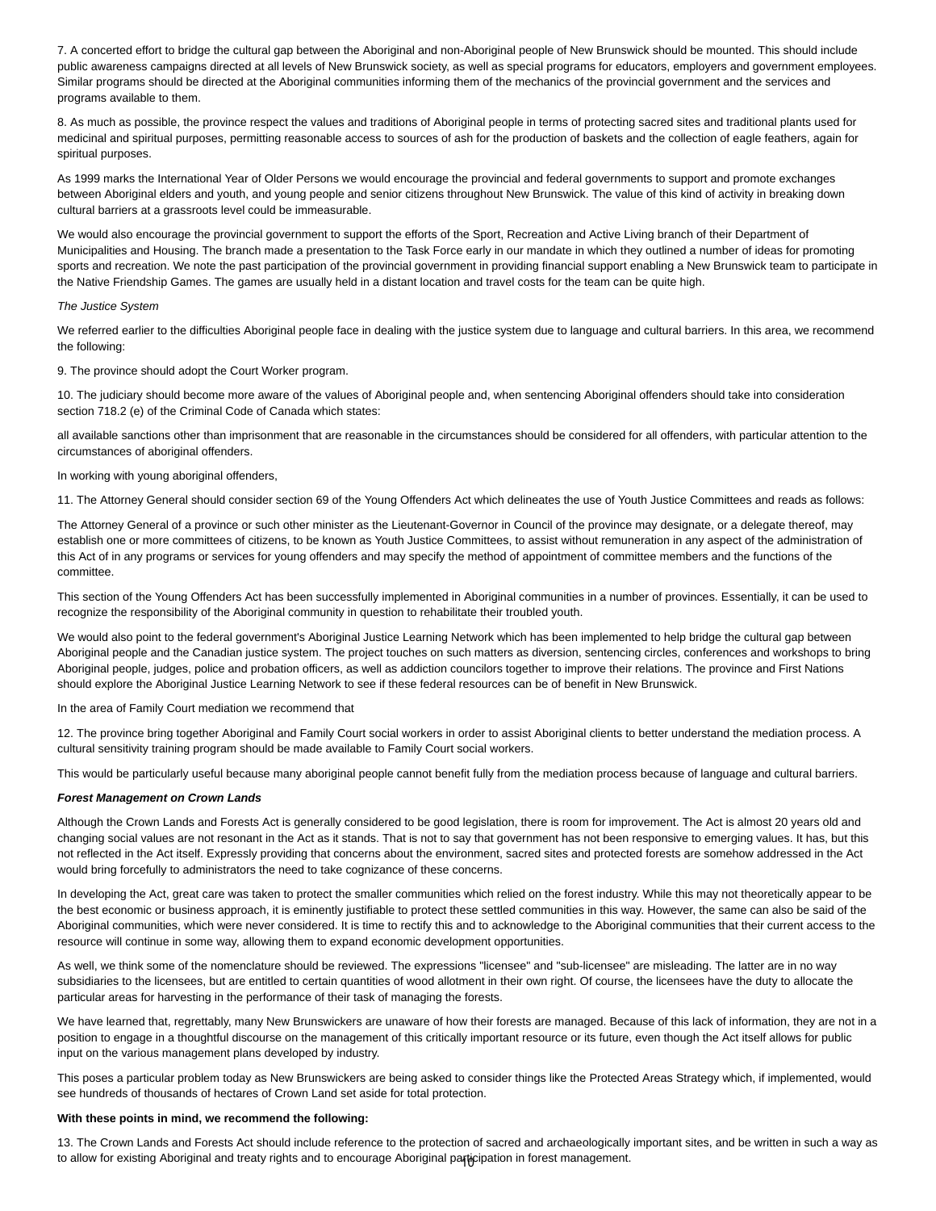7. A concerted effort to bridge the cultural gap between the Aboriginal and non-Aboriginal people of New Brunswick should be mounted. This should include public awareness campaigns directed at all levels of New Brunswick society, as well as special programs for educators, employers and government employees. Similar programs should be directed at the Aboriginal communities informing them of the mechanics of the provincial government and the services and programs available to them.

8. As much as possible, the province respect the values and traditions of Aboriginal people in terms of protecting sacred sites and traditional plants used for medicinal and spiritual purposes, permitting reasonable access to sources of ash for the production of baskets and the collection of eagle feathers, again for spiritual purposes.

As 1999 marks the International Year of Older Persons we would encourage the provincial and federal governments to support and promote exchanges between Aboriginal elders and youth, and young people and senior citizens throughout New Brunswick. The value of this kind of activity in breaking down cultural barriers at a grassroots level could be immeasurable.

We would also encourage the provincial government to support the efforts of the Sport, Recreation and Active Living branch of their Department of Municipalities and Housing. The branch made a presentation to the Task Force early in our mandate in which they outlined a number of ideas for promoting sports and recreation. We note the past participation of the provincial government in providing financial support enabling a New Brunswick team to participate in the Native Friendship Games. The games are usually held in a distant location and travel costs for the team can be quite high.

*The Justice System*

We referred earlier to the difficulties Aboriginal people face in dealing with the justice system due to language and cultural barriers. In this area, we recommend the following:

9. The province should adopt the Court Worker program.

10. The judiciary should become more aware of the values of Aboriginal people and, when sentencing Aboriginal offenders should take into consideration section 718.2 (e) of the Criminal Code of Canada which states:

all available sanctions other than imprisonment that are reasonable in the circumstances should be considered for all offenders, with particular attention to the circumstances of aboriginal offenders.

In working with young aboriginal offenders,

11. The Attorney General should consider section 69 of the Young Offenders Act which delineates the use of Youth Justice Committees and reads as follows:

The Attorney General of a province or such other minister as the Lieutenant-Governor in Council of the province may designate, or a delegate thereof, may establish one or more committees of citizens, to be known as Youth Justice Committees, to assist without remuneration in any aspect of the administration of this Act of in any programs or services for young offenders and may specify the method of appointment of committee members and the functions of the committee.

This section of the Young Offenders Act has been successfully implemented in Aboriginal communities in a number of provinces. Essentially, it can be used to recognize the responsibility of the Aboriginal community in question to rehabilitate their troubled youth.

We would also point to the federal government's Aboriginal Justice Learning Network which has been implemented to help bridge the cultural gap between Aboriginal people and the Canadian justice system. The project touches on such matters as diversion, sentencing circles, conferences and workshops to bring Aboriginal people, judges, police and probation officers, as well as addiction councilors together to improve their relations. The province and First Nations should explore the Aboriginal Justice Learning Network to see if these federal resources can be of benefit in New Brunswick.

In the area of Family Court mediation we recommend that

12. The province bring together Aboriginal and Family Court social workers in order to assist Aboriginal clients to better understand the mediation process. A cultural sensitivity training program should be made available to Family Court social workers.

This would be particularly useful because many aboriginal people cannot benefit fully from the mediation process because of language and cultural barriers.

***Forest Management on Crown Lands***

Although the Crown Lands and Forests Act is generally considered to be good legislation, there is room for improvement. The Act is almost 20 years old and changing social values are not resonant in the Act as it stands. That is not to say that government has not been responsive to emerging values. It has, but this not reflected in the Act itself. Expressly providing that concerns about the environment, sacred sites and protected forests are somehow addressed in the Act would bring forcefully to administrators the need to take cognizance of these concerns.

In developing the Act, great care was taken to protect the smaller communities which relied on the forest industry. While this may not theoretically appear to be the best economic or business approach, it is eminently justifiable to protect these settled communities in this way. However, the same can also be said of the Aboriginal communities, which were never considered. It is time to rectify this and to acknowledge to the Aboriginal communities that their current access to the resource will continue in some way, allowing them to expand economic development opportunities.

As well, we think some of the nomenclature should be reviewed. The expressions "licensee" and "sub-licensee" are misleading. The latter are in no way subsidiaries to the licensees, but are entitled to certain quantities of wood allotment in their own right. Of course, the licensees have the duty to allocate the particular areas for harvesting in the performance of their task of managing the forests.

We have learned that, regrettably, many New Brunswickers are unaware of how their forests are managed. Because of this lack of information, they are not in a position to engage in a thoughtful discourse on the management of this critically important resource or its future, even though the Act itself allows for public input on the various management plans developed by industry.

This poses a particular problem today as New Brunswickers are being asked to consider things like the Protected Areas Strategy which, if implemented, would see hundreds of thousands of hectares of Crown Land set aside for total protection.

**With these points in mind, we recommend the following:**

13. The Crown Lands and Forests Act should include reference to the protection of sacred and archaeologically important sites, and be written in such a way as to allow for existing Aboriginal and treaty rights and to encourage Aboriginal participation in forest management.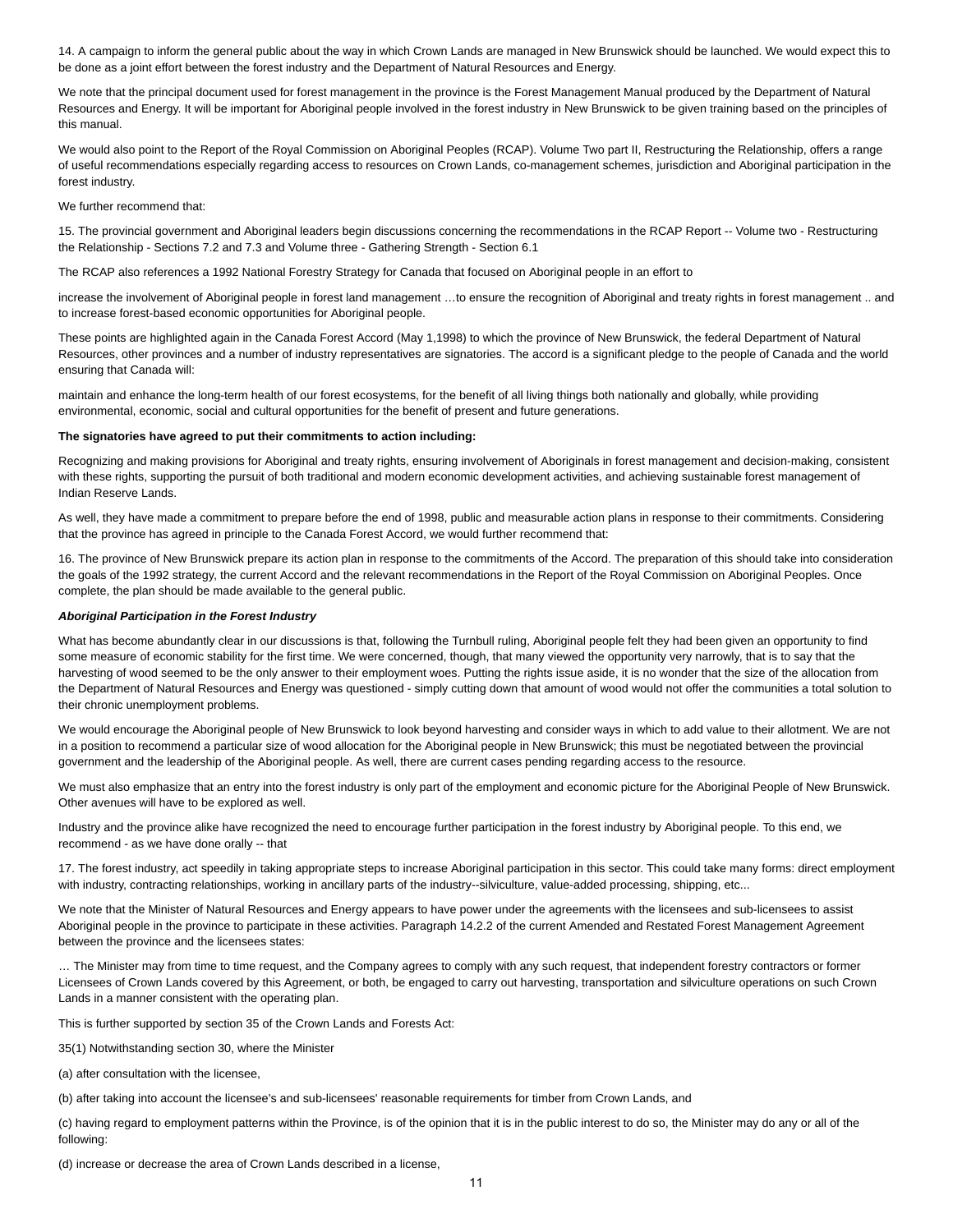14. A campaign to inform the general public about the way in which Crown Lands are managed in New Brunswick should be launched. We would expect this to be done as a joint effort between the forest industry and the Department of Natural Resources and Energy.

We note that the principal document used for forest management in the province is the Forest Management Manual produced by the Department of Natural Resources and Energy. It will be important for Aboriginal people involved in the forest industry in New Brunswick to be given training based on the principles of this manual.

We would also point to the Report of the Royal Commission on Aboriginal Peoples (RCAP). Volume Two part II, Restructuring the Relationship, offers a range of useful recommendations especially regarding access to resources on Crown Lands, co-management schemes, jurisdiction and Aboriginal participation in the forest industry.

We further recommend that:

15. The provincial government and Aboriginal leaders begin discussions concerning the recommendations in the RCAP Report -- Volume two - Restructuring the Relationship - Sections 7.2 and 7.3 and Volume three - Gathering Strength - Section 6.1

The RCAP also references a 1992 National Forestry Strategy for Canada that focused on Aboriginal people in an effort to

increase the involvement of Aboriginal people in forest land management …to ensure the recognition of Aboriginal and treaty rights in forest management .. and to increase forest-based economic opportunities for Aboriginal people.

These points are highlighted again in the Canada Forest Accord (May 1,1998) to which the province of New Brunswick, the federal Department of Natural Resources, other provinces and a number of industry representatives are signatories. The accord is a significant pledge to the people of Canada and the world ensuring that Canada will:

maintain and enhance the long-term health of our forest ecosystems, for the benefit of all living things both nationally and globally, while providing environmental, economic, social and cultural opportunities for the benefit of present and future generations.

**The signatories have agreed to put their commitments to action including:**

Recognizing and making provisions for Aboriginal and treaty rights, ensuring involvement of Aboriginals in forest management and decision-making, consistent with these rights, supporting the pursuit of both traditional and modern economic development activities, and achieving sustainable forest management of Indian Reserve Lands.

As well, they have made a commitment to prepare before the end of 1998, public and measurable action plans in response to their commitments. Considering that the province has agreed in principle to the Canada Forest Accord, we would further recommend that:

16. The province of New Brunswick prepare its action plan in response to the commitments of the Accord. The preparation of this should take into consideration the goals of the 1992 strategy, the current Accord and the relevant recommendations in the Report of the Royal Commission on Aboriginal Peoples. Once complete, the plan should be made available to the general public.

***Aboriginal Participation in the Forest Industry***

What has become abundantly clear in our discussions is that, following the Turnbull ruling, Aboriginal people felt they had been given an opportunity to find some measure of economic stability for the first time. We were concerned, though, that many viewed the opportunity very narrowly, that is to say that the harvesting of wood seemed to be the only answer to their employment woes. Putting the rights issue aside, it is no wonder that the size of the allocation from the Department of Natural Resources and Energy was questioned - simply cutting down that amount of wood would not offer the communities a total solution to their chronic unemployment problems.

We would encourage the Aboriginal people of New Brunswick to look beyond harvesting and consider ways in which to add value to their allotment. We are not in a position to recommend a particular size of wood allocation for the Aboriginal people in New Brunswick; this must be negotiated between the provincial government and the leadership of the Aboriginal people. As well, there are current cases pending regarding access to the resource.

We must also emphasize that an entry into the forest industry is only part of the employment and economic picture for the Aboriginal People of New Brunswick. Other avenues will have to be explored as well.

Industry and the province alike have recognized the need to encourage further participation in the forest industry by Aboriginal people. To this end, we recommend - as we have done orally -- that

17. The forest industry, act speedily in taking appropriate steps to increase Aboriginal participation in this sector. This could take many forms: direct employment with industry, contracting relationships, working in ancillary parts of the industry--silviculture, value-added processing, shipping, etc...

We note that the Minister of Natural Resources and Energy appears to have power under the agreements with the licensees and sub-licensees to assist Aboriginal people in the province to participate in these activities. Paragraph 14.2.2 of the current Amended and Restated Forest Management Agreement between the province and the licensees states:

… The Minister may from time to time request, and the Company agrees to comply with any such request, that independent forestry contractors or former Licensees of Crown Lands covered by this Agreement, or both, be engaged to carry out harvesting, transportation and silviculture operations on such Crown Lands in a manner consistent with the operating plan.

This is further supported by section 35 of the Crown Lands and Forests Act:

35(1) Notwithstanding section 30, where the Minister

(a) after consultation with the licensee,

(b) after taking into account the licensee's and sub-licensees' reasonable requirements for timber from Crown Lands, and

(c) having regard to employment patterns within the Province, is of the opinion that it is in the public interest to do so, the Minister may do any or all of the following:

(d) increase or decrease the area of Crown Lands described in a license,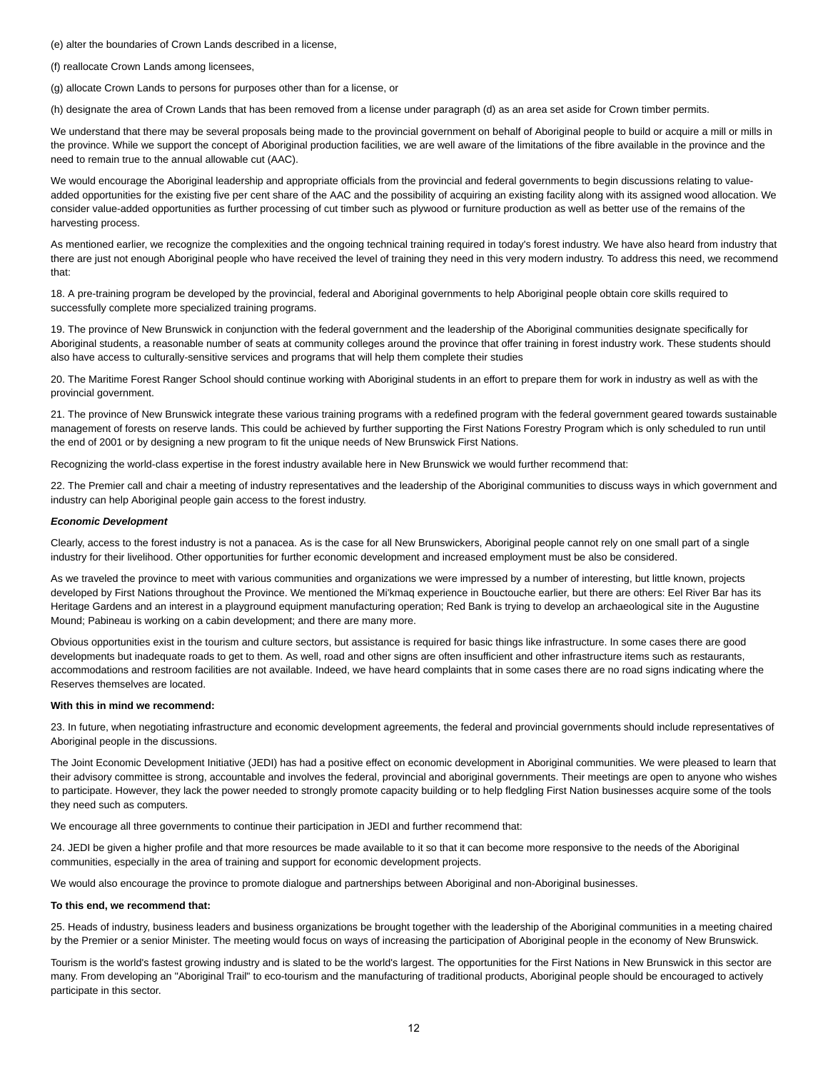(e) alter the boundaries of Crown Lands described in a license,

(f) reallocate Crown Lands among licensees,

(g) allocate Crown Lands to persons for purposes other than for a license, or

(h) designate the area of Crown Lands that has been removed from a license under paragraph (d) as an area set aside for Crown timber permits.

We understand that there may be several proposals being made to the provincial government on behalf of Aboriginal people to build or acquire a mill or mills in the province. While we support the concept of Aboriginal production facilities, we are well aware of the limitations of the fibre available in the province and the need to remain true to the annual allowable cut (AAC).

We would encourage the Aboriginal leadership and appropriate officials from the provincial and federal governments to begin discussions relating to value-added opportunities for the existing five per cent share of the AAC and the possibility of acquiring an existing facility along with its assigned wood allocation. We consider value-added opportunities as further processing of cut timber such as plywood or furniture production as well as better use of the remains of the harvesting process.

As mentioned earlier, we recognize the complexities and the ongoing technical training required in today's forest industry. We have also heard from industry that there are just not enough Aboriginal people who have received the level of training they need in this very modern industry. To address this need, we recommend that:

18. A pre-training program be developed by the provincial, federal and Aboriginal governments to help Aboriginal people obtain core skills required to successfully complete more specialized training programs.

19. The province of New Brunswick in conjunction with the federal government and the leadership of the Aboriginal communities designate specifically for Aboriginal students, a reasonable number of seats at community colleges around the province that offer training in forest industry work. These students should also have access to culturally-sensitive services and programs that will help them complete their studies

20. The Maritime Forest Ranger School should continue working with Aboriginal students in an effort to prepare them for work in industry as well as with the provincial government.

21. The province of New Brunswick integrate these various training programs with a redefined program with the federal government geared towards sustainable management of forests on reserve lands. This could be achieved by further supporting the First Nations Forestry Program which is only scheduled to run until the end of 2001 or by designing a new program to fit the unique needs of New Brunswick First Nations.

Recognizing the world-class expertise in the forest industry available here in New Brunswick we would further recommend that:

22. The Premier call and chair a meeting of industry representatives and the leadership of the Aboriginal communities to discuss ways in which government and industry can help Aboriginal people gain access to the forest industry.

***Economic Development***

Clearly, access to the forest industry is not a panacea. As is the case for all New Brunswickers, Aboriginal people cannot rely on one small part of a single industry for their livelihood. Other opportunities for further economic development and increased employment must be also be considered.

As we traveled the province to meet with various communities and organizations we were impressed by a number of interesting, but little known, projects developed by First Nations throughout the Province. We mentioned the Mi'kmaq experience in Bouctouche earlier, but there are others: Eel River Bar has its Heritage Gardens and an interest in a playground equipment manufacturing operation; Red Bank is trying to develop an archaeological site in the Augustine Mound; Pabineau is working on a cabin development; and there are many more.

Obvious opportunities exist in the tourism and culture sectors, but assistance is required for basic things like infrastructure. In some cases there are good developments but inadequate roads to get to them. As well, road and other signs are often insufficient and other infrastructure items such as restaurants, accommodations and restroom facilities are not available. Indeed, we have heard complaints that in some cases there are no road signs indicating where the Reserves themselves are located.

**With this in mind we recommend:**

23. In future, when negotiating infrastructure and economic development agreements, the federal and provincial governments should include representatives of Aboriginal people in the discussions.

The Joint Economic Development Initiative (JEDI) has had a positive effect on economic development in Aboriginal communities. We were pleased to learn that their advisory committee is strong, accountable and involves the federal, provincial and aboriginal governments. Their meetings are open to anyone who wishes to participate. However, they lack the power needed to strongly promote capacity building or to help fledgling First Nation businesses acquire some of the tools they need such as computers.

We encourage all three governments to continue their participation in JEDI and further recommend that:

24. JEDI be given a higher profile and that more resources be made available to it so that it can become more responsive to the needs of the Aboriginal communities, especially in the area of training and support for economic development projects.

We would also encourage the province to promote dialogue and partnerships between Aboriginal and non-Aboriginal businesses.

**To this end, we recommend that:**

25. Heads of industry, business leaders and business organizations be brought together with the leadership of the Aboriginal communities in a meeting chaired by the Premier or a senior Minister. The meeting would focus on ways of increasing the participation of Aboriginal people in the economy of New Brunswick.

Tourism is the world's fastest growing industry and is slated to be the world's largest. The opportunities for the First Nations in New Brunswick in this sector are many. From developing an "Aboriginal Trail" to eco-tourism and the manufacturing of traditional products, Aboriginal people should be encouraged to actively participate in this sector.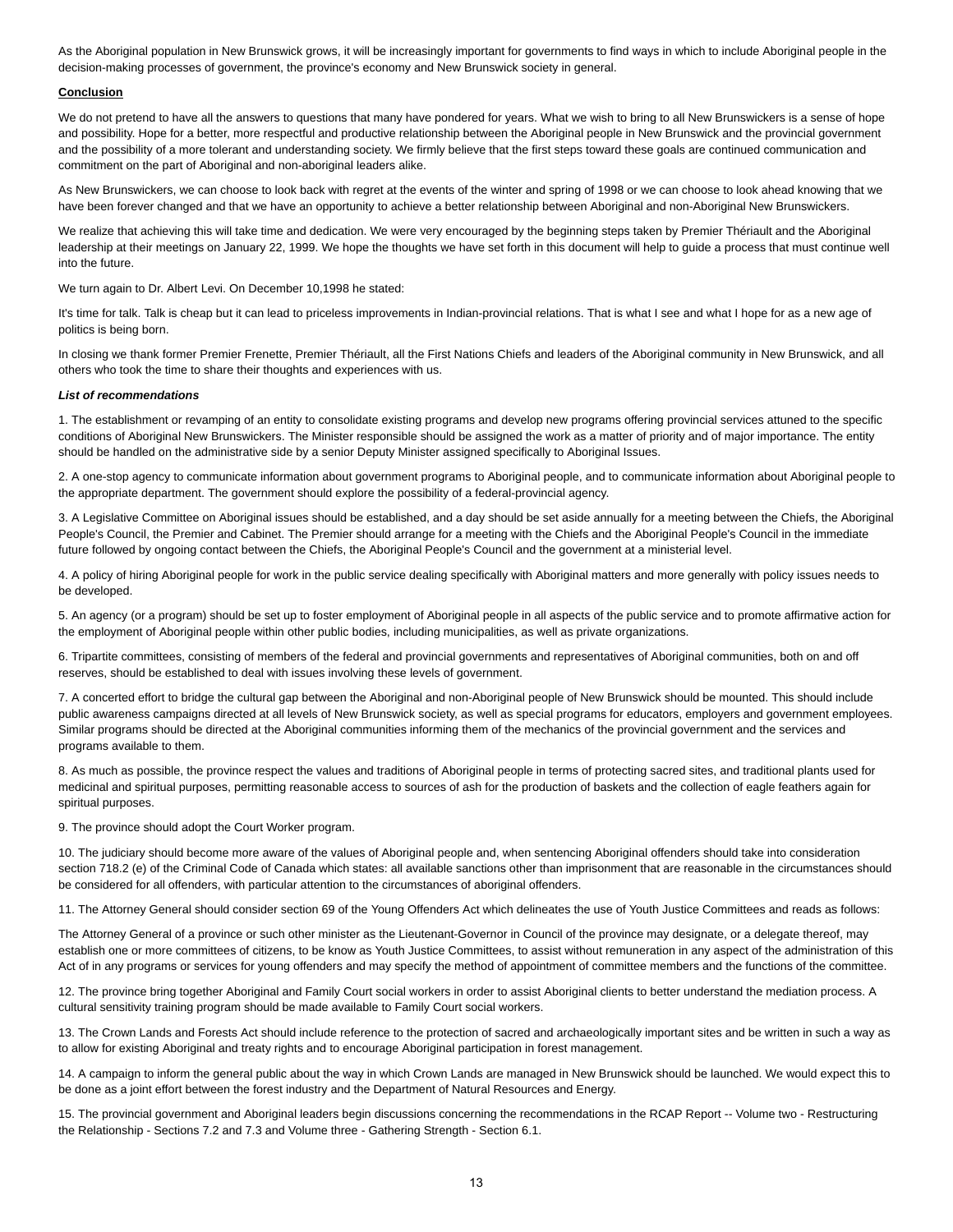As the Aboriginal population in New Brunswick grows, it will be increasingly important for governments to find ways in which to include Aboriginal people in the decision-making processes of government, the province's economy and New Brunswick society in general.

**Conclusion**

We do not pretend to have all the answers to questions that many have pondered for years. What we wish to bring to all New Brunswickers is a sense of hope and possibility. Hope for a better, more respectful and productive relationship between the Aboriginal people in New Brunswick and the provincial government and the possibility of a more tolerant and understanding society. We firmly believe that the first steps toward these goals are continued communication and commitment on the part of Aboriginal and non-aboriginal leaders alike.

As New Brunswickers, we can choose to look back with regret at the events of the winter and spring of 1998 or we can choose to look ahead knowing that we have been forever changed and that we have an opportunity to achieve a better relationship between Aboriginal and non-Aboriginal New Brunswickers.

We realize that achieving this will take time and dedication. We were very encouraged by the beginning steps taken by Premier Thériault and the Aboriginal leadership at their meetings on January 22, 1999. We hope the thoughts we have set forth in this document will help to guide a process that must continue well into the future.

We turn again to Dr. Albert Levi. On December 10,1998 he stated:

It's time for talk. Talk is cheap but it can lead to priceless improvements in Indian-provincial relations. That is what I see and what I hope for as a new age of politics is being born.

In closing we thank former Premier Frenette, Premier Thériault, all the First Nations Chiefs and leaders of the Aboriginal community in New Brunswick, and all others who took the time to share their thoughts and experiences with us.

***List of recommendations***

1. The establishment or revamping of an entity to consolidate existing programs and develop new programs offering provincial services attuned to the specific conditions of Aboriginal New Brunswickers. The Minister responsible should be assigned the work as a matter of priority and of major importance. The entity should be handled on the administrative side by a senior Deputy Minister assigned specifically to Aboriginal Issues.

2. A one-stop agency to communicate information about government programs to Aboriginal people, and to communicate information about Aboriginal people to the appropriate department. The government should explore the possibility of a federal-provincial agency.

3. A Legislative Committee on Aboriginal issues should be established, and a day should be set aside annually for a meeting between the Chiefs, the Aboriginal People's Council, the Premier and Cabinet. The Premier should arrange for a meeting with the Chiefs and the Aboriginal People's Council in the immediate future followed by ongoing contact between the Chiefs, the Aboriginal People's Council and the government at a ministerial level.

4. A policy of hiring Aboriginal people for work in the public service dealing specifically with Aboriginal matters and more generally with policy issues needs to be developed.

5. An agency (or a program) should be set up to foster employment of Aboriginal people in all aspects of the public service and to promote affirmative action for the employment of Aboriginal people within other public bodies, including municipalities, as well as private organizations.

6. Tripartite committees, consisting of members of the federal and provincial governments and representatives of Aboriginal communities, both on and off reserves, should be established to deal with issues involving these levels of government.

7. A concerted effort to bridge the cultural gap between the Aboriginal and non-Aboriginal people of New Brunswick should be mounted. This should include public awareness campaigns directed at all levels of New Brunswick society, as well as special programs for educators, employers and government employees. Similar programs should be directed at the Aboriginal communities informing them of the mechanics of the provincial government and the services and programs available to them.

8. As much as possible, the province respect the values and traditions of Aboriginal people in terms of protecting sacred sites, and traditional plants used for medicinal and spiritual purposes, permitting reasonable access to sources of ash for the production of baskets and the collection of eagle feathers again for spiritual purposes.

9. The province should adopt the Court Worker program.

10. The judiciary should become more aware of the values of Aboriginal people and, when sentencing Aboriginal offenders should take into consideration section 718.2 (e) of the Criminal Code of Canada which states: all available sanctions other than imprisonment that are reasonable in the circumstances should be considered for all offenders, with particular attention to the circumstances of aboriginal offenders.

11. The Attorney General should consider section 69 of the Young Offenders Act which delineates the use of Youth Justice Committees and reads as follows:

The Attorney General of a province or such other minister as the Lieutenant-Governor in Council of the province may designate, or a delegate thereof, may establish one or more committees of citizens, to be know as Youth Justice Committees, to assist without remuneration in any aspect of the administration of this Act of in any programs or services for young offenders and may specify the method of appointment of committee members and the functions of the committee.

12. The province bring together Aboriginal and Family Court social workers in order to assist Aboriginal clients to better understand the mediation process. A cultural sensitivity training program should be made available to Family Court social workers.

13. The Crown Lands and Forests Act should include reference to the protection of sacred and archaeologically important sites and be written in such a way as to allow for existing Aboriginal and treaty rights and to encourage Aboriginal participation in forest management.

14. A campaign to inform the general public about the way in which Crown Lands are managed in New Brunswick should be launched. We would expect this to be done as a joint effort between the forest industry and the Department of Natural Resources and Energy.

15. The provincial government and Aboriginal leaders begin discussions concerning the recommendations in the RCAP Report -- Volume two - Restructuring the Relationship - Sections 7.2 and 7.3 and Volume three - Gathering Strength - Section 6.1.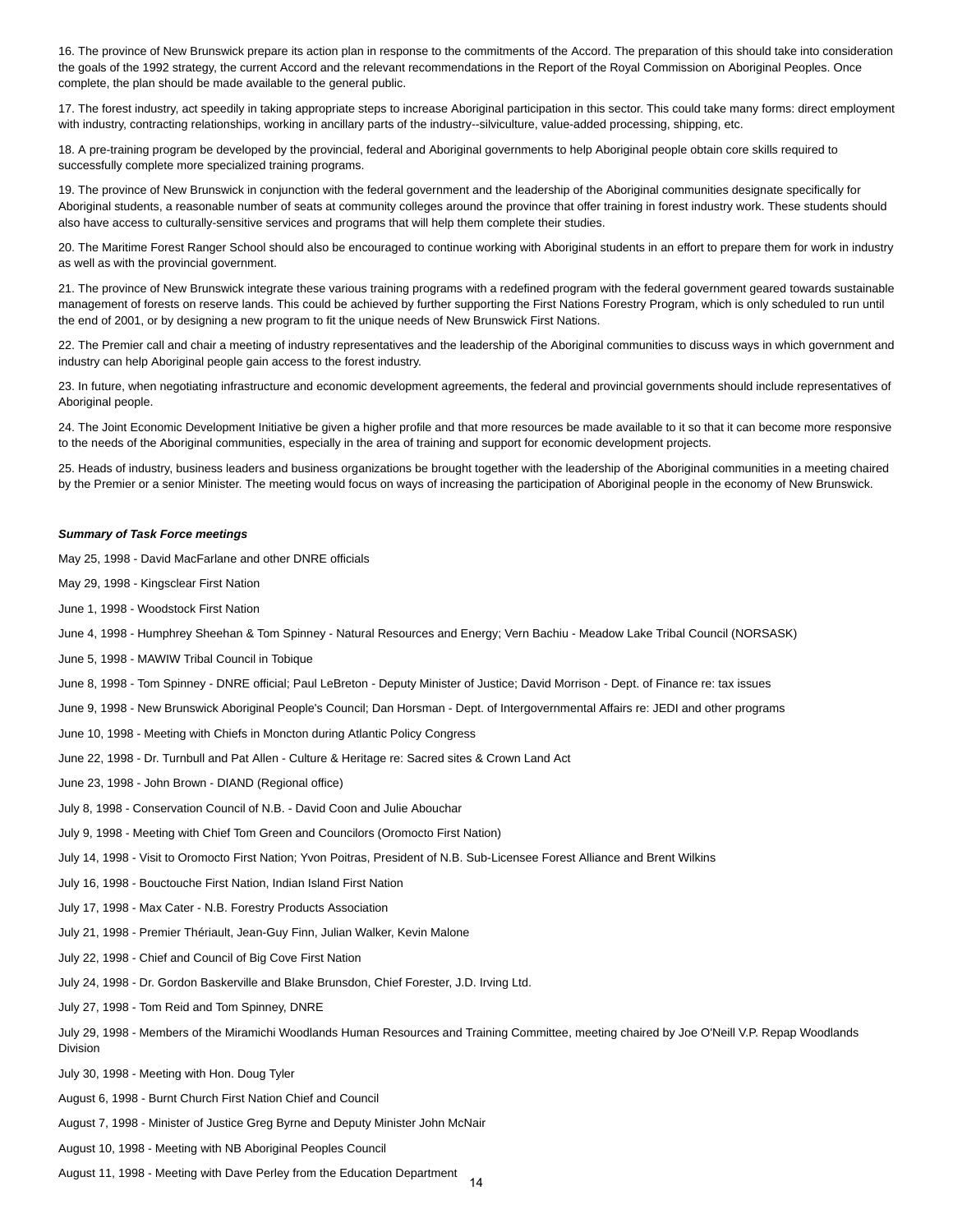16. The province of New Brunswick prepare its action plan in response to the commitments of the Accord. The preparation of this should take into consideration the goals of the 1992 strategy, the current Accord and the relevant recommendations in the Report of the Royal Commission on Aboriginal Peoples. Once complete, the plan should be made available to the general public.

17. The forest industry, act speedily in taking appropriate steps to increase Aboriginal participation in this sector. This could take many forms: direct employment with industry, contracting relationships, working in ancillary parts of the industry--silviculture, value-added processing, shipping, etc.

18. A pre-training program be developed by the provincial, federal and Aboriginal governments to help Aboriginal people obtain core skills required to successfully complete more specialized training programs.

19. The province of New Brunswick in conjunction with the federal government and the leadership of the Aboriginal communities designate specifically for Aboriginal students, a reasonable number of seats at community colleges around the province that offer training in forest industry work. These students should also have access to culturally-sensitive services and programs that will help them complete their studies.

20. The Maritime Forest Ranger School should also be encouraged to continue working with Aboriginal students in an effort to prepare them for work in industry as well as with the provincial government.

21. The province of New Brunswick integrate these various training programs with a redefined program with the federal government geared towards sustainable management of forests on reserve lands. This could be achieved by further supporting the First Nations Forestry Program, which is only scheduled to run until the end of 2001, or by designing a new program to fit the unique needs of New Brunswick First Nations.

22. The Premier call and chair a meeting of industry representatives and the leadership of the Aboriginal communities to discuss ways in which government and industry can help Aboriginal people gain access to the forest industry.

23. In future, when negotiating infrastructure and economic development agreements, the federal and provincial governments should include representatives of Aboriginal people.

24. The Joint Economic Development Initiative be given a higher profile and that more resources be made available to it so that it can become more responsive to the needs of the Aboriginal communities, especially in the area of training and support for economic development projects.

25. Heads of industry, business leaders and business organizations be brought together with the leadership of the Aboriginal communities in a meeting chaired by the Premier or a senior Minister. The meeting would focus on ways of increasing the participation of Aboriginal people in the economy of New Brunswick.

***Summary of Task Force meetings***

May 25, 1998 - David MacFarlane and other DNRE officials

May 29, 1998 - Kingsclear First Nation

June 1, 1998 - Woodstock First Nation

June 4, 1998 - Humphrey Sheehan & Tom Spinney - Natural Resources and Energy; Vern Bachiu - Meadow Lake Tribal Council (NORSASK)

June 5, 1998 - MAWIW Tribal Council in Tobique

June 8, 1998 - Tom Spinney - DNRE official; Paul LeBreton - Deputy Minister of Justice; David Morrison - Dept. of Finance re: tax issues

June 9, 1998 - New Brunswick Aboriginal People's Council; Dan Horsman - Dept. of Intergovernmental Affairs re: JEDI and other programs

June 10, 1998 - Meeting with Chiefs in Moncton during Atlantic Policy Congress

June 22, 1998 - Dr. Turnbull and Pat Allen - Culture & Heritage re: Sacred sites & Crown Land Act

June 23, 1998 - John Brown - DIAND (Regional office)

July 8, 1998 - Conservation Council of N.B. - David Coon and Julie Abouchar

July 9, 1998 - Meeting with Chief Tom Green and Councilors (Oromocto First Nation)

July 14, 1998 - Visit to Oromocto First Nation; Yvon Poitras, President of N.B. Sub-Licensee Forest Alliance and Brent Wilkins

July 16, 1998 - Bouctouche First Nation, Indian Island First Nation

July 17, 1998 - Max Cater - N.B. Forestry Products Association

July 21, 1998 - Premier Thériault, Jean-Guy Finn, Julian Walker, Kevin Malone

July 22, 1998 - Chief and Council of Big Cove First Nation

July 24, 1998 - Dr. Gordon Baskerville and Blake Brunsdon, Chief Forester, J.D. Irving Ltd.

July 27, 1998 - Tom Reid and Tom Spinney, DNRE

July 29, 1998 - Members of the Miramichi Woodlands Human Resources and Training Committee, meeting chaired by Joe O'Neill V.P. Repap Woodlands Division

July 30, 1998 - Meeting with Hon. Doug Tyler

August 6, 1998 - Burnt Church First Nation Chief and Council

August 7, 1998 - Minister of Justice Greg Byrne and Deputy Minister John McNair

August 10, 1998 - Meeting with NB Aboriginal Peoples Council

August 11, 1998 - Meeting with Dave Perley from the Education Department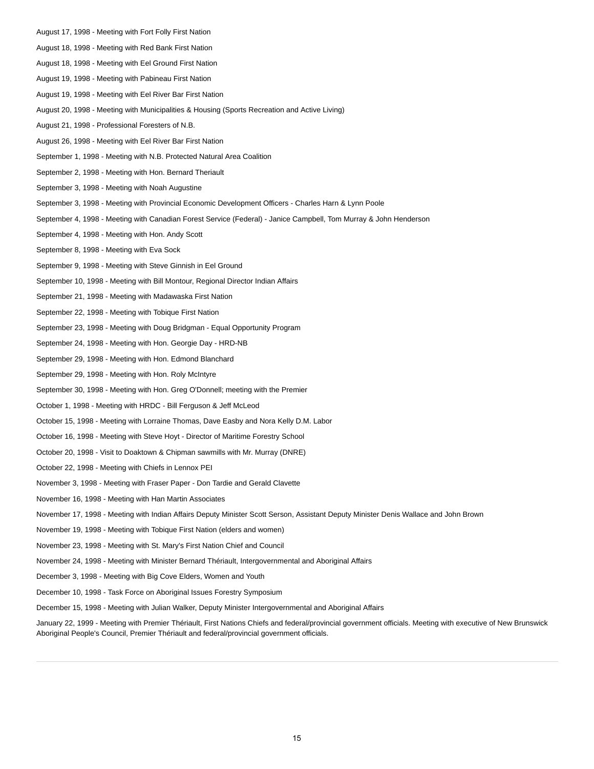August 17, 1998 - Meeting with Fort Folly First Nation

August 18, 1998 - Meeting with Red Bank First Nation

August 18, 1998 - Meeting with Eel Ground First Nation

August 19, 1998 - Meeting with Pabineau First Nation

August 19, 1998 - Meeting with Eel River Bar First Nation

August 20, 1998 - Meeting with Municipalities & Housing (Sports Recreation and Active Living)

August 21, 1998 - Professional Foresters of N.B.

August 26, 1998 - Meeting with Eel River Bar First Nation

September 1, 1998 - Meeting with N.B. Protected Natural Area Coalition

September 2, 1998 - Meeting with Hon. Bernard Theriault

September 3, 1998 - Meeting with Noah Augustine

September 3, 1998 - Meeting with Provincial Economic Development Officers - Charles Harn & Lynn Poole

September 4, 1998 - Meeting with Canadian Forest Service (Federal) - Janice Campbell, Tom Murray & John Henderson

September 4, 1998 - Meeting with Hon. Andy Scott

September 8, 1998 - Meeting with Eva Sock

September 9, 1998 - Meeting with Steve Ginnish in Eel Ground

September 10, 1998 - Meeting with Bill Montour, Regional Director Indian Affairs

September 21, 1998 - Meeting with Madawaska First Nation

September 22, 1998 - Meeting with Tobique First Nation

September 23, 1998 - Meeting with Doug Bridgman - Equal Opportunity Program

September 24, 1998 - Meeting with Hon. Georgie Day - HRD-NB

September 29, 1998 - Meeting with Hon. Edmond Blanchard

September 29, 1998 - Meeting with Hon. Roly McIntyre

September 30, 1998 - Meeting with Hon. Greg O'Donnell; meeting with the Premier

October 1, 1998 - Meeting with HRDC - Bill Ferguson & Jeff McLeod

October 15, 1998 - Meeting with Lorraine Thomas, Dave Easby and Nora Kelly D.M. Labor

October 16, 1998 - Meeting with Steve Hoyt - Director of Maritime Forestry School

October 20, 1998 - Visit to Doaktown & Chipman sawmills with Mr. Murray (DNRE)

October 22, 1998 - Meeting with Chiefs in Lennox PEI

November 3, 1998 - Meeting with Fraser Paper - Don Tardie and Gerald Clavette

November 16, 1998 - Meeting with Han Martin Associates

November 17, 1998 - Meeting with Indian Affairs Deputy Minister Scott Serson, Assistant Deputy Minister Denis Wallace and John Brown

November 19, 1998 - Meeting with Tobique First Nation (elders and women)

November 23, 1998 - Meeting with St. Mary's First Nation Chief and Council

November 24, 1998 - Meeting with Minister Bernard Thériault, Intergovernmental and Aboriginal Affairs

December 3, 1998 - Meeting with Big Cove Elders, Women and Youth

December 10, 1998 - Task Force on Aboriginal Issues Forestry Symposium

December 15, 1998 - Meeting with Julian Walker, Deputy Minister Intergovernmental and Aboriginal Affairs

January 22, 1999 - Meeting with Premier Thériault, First Nations Chiefs and federal/provincial government officials. Meeting with executive of New Brunswick Aboriginal People's Council, Premier Thériault and federal/provincial government officials.